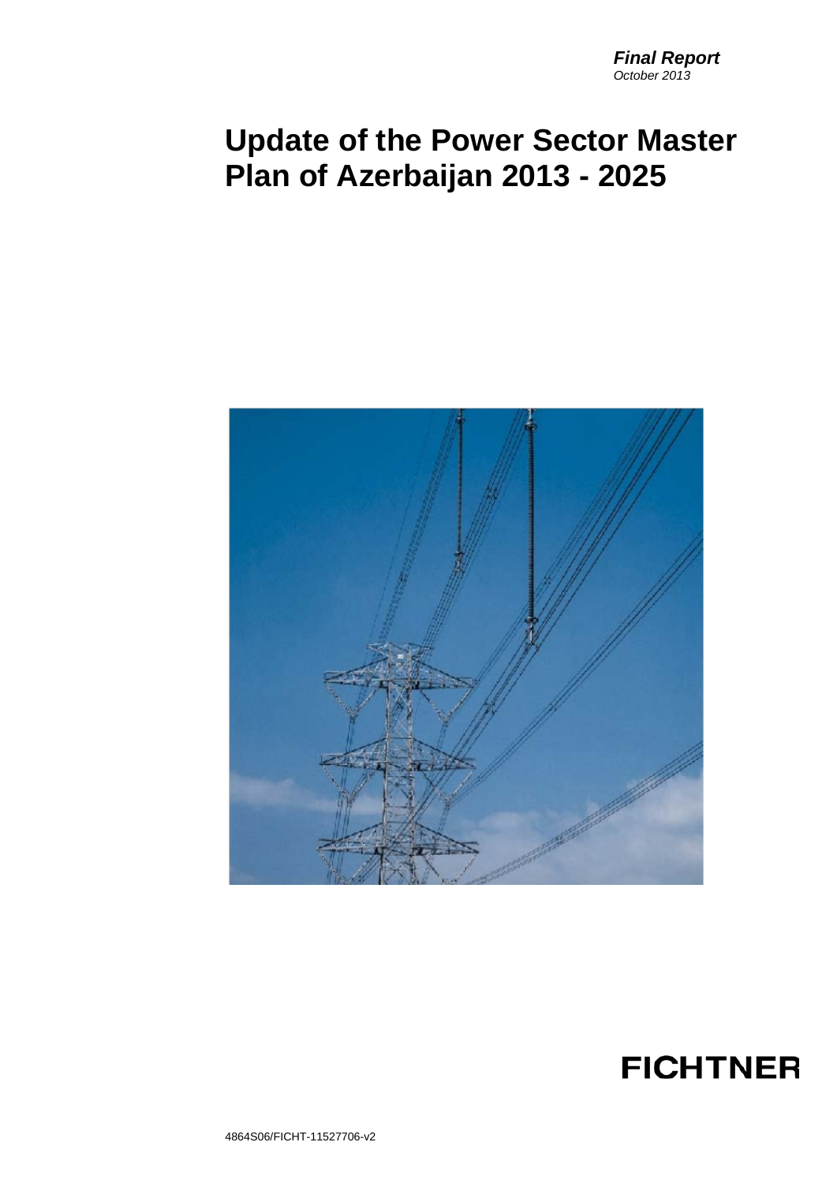***Final Report***
*October 2013*

# Update of the Power Sector Master Plan of Azerbaijan 2013 - 2025

**FICHTNER**

4864S06/FICHT-11527706-v2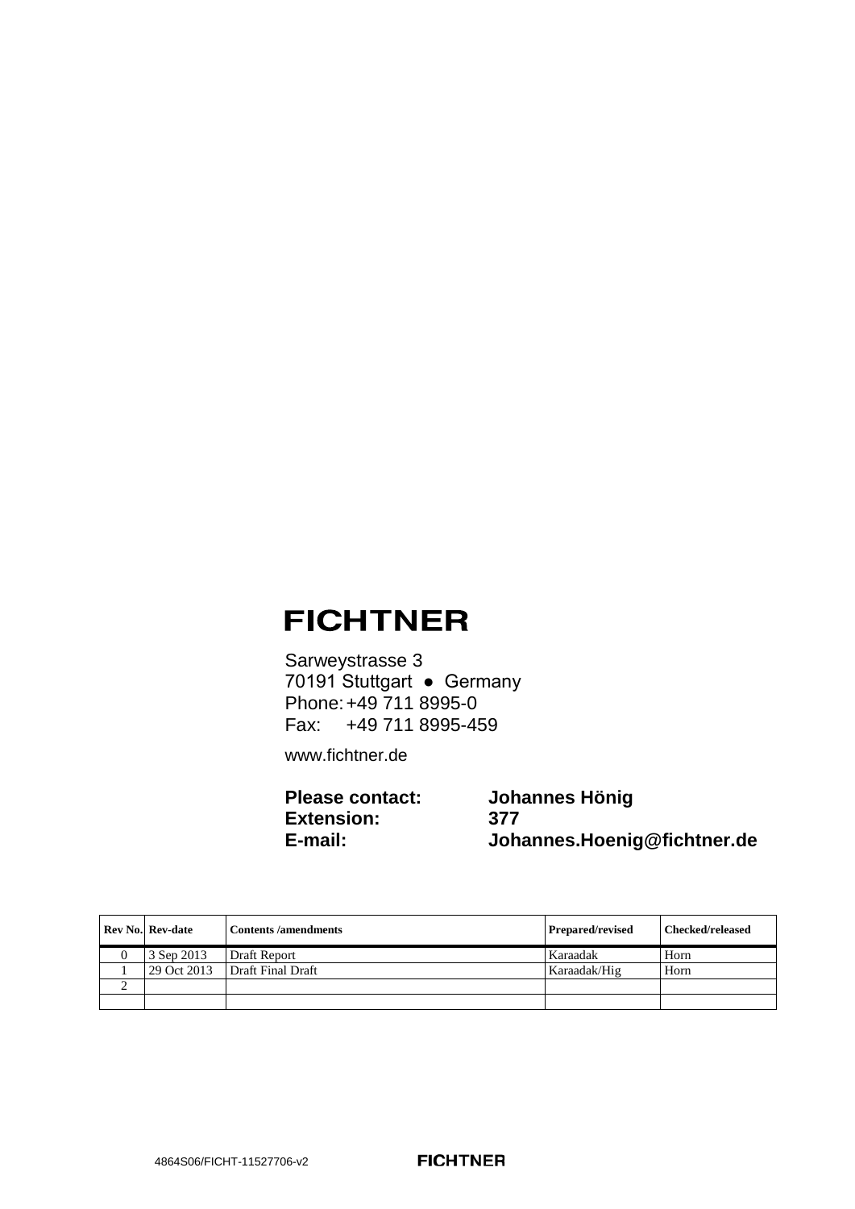**FICHTNER**

Sarweystrasse 3
70191 Stuttgart ● Germany
Phone: +49 711 8995-0
Fax: +49 711 8995-459

www.fichtner.de

**Please contact:** **Johannes Hönig**
**Extension:** **377**
**E-mail:** **Johannes.Hoenig@fichtner.de**

| Rev No. | Rev-date | Contents /amendments | Prepared/revised | Checked/released |
|---|---|---|---|---|
| 0 | 3 Sep 2013 | Draft Report | Karaadak | Horn |
| 1 | 29 Oct 2013 | Draft Final Draft | Karaadak/Hig | Horn |
| 2 | | | | |
| | | | | |

4864S06/FICHT-11527706-v2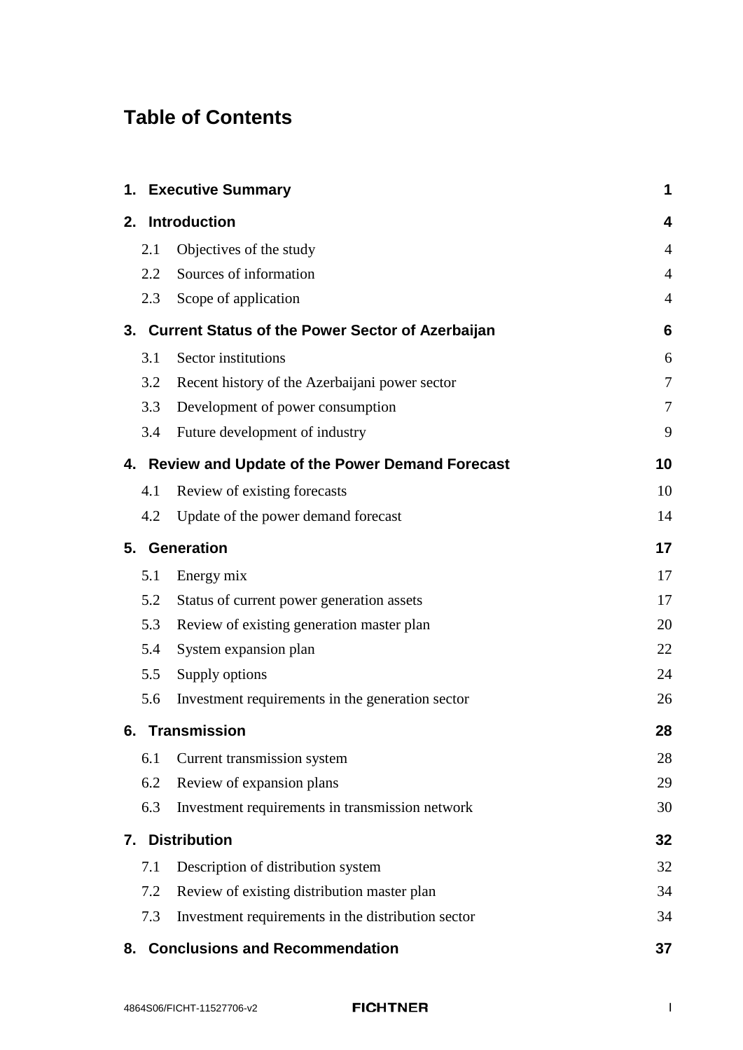# Table of Contents

| | | |
|---|---|---|
| **1.** | **Executive Summary** | **1** |
| **2.** | **Introduction** | **4** |
| 2.1 | Objectives of the study | 4 |
| 2.2 | Sources of information | 4 |
| 2.3 | Scope of application | 4 |
| **3.** | **Current Status of the Power Sector of Azerbaijan** | **6** |
| 3.1 | Sector institutions | 6 |
| 3.2 | Recent history of the Azerbaijani power sector | 7 |
| 3.3 | Development of power consumption | 7 |
| 3.4 | Future development of industry | 9 |
| **4.** | **Review and Update of the Power Demand Forecast** | **10** |
| 4.1 | Review of existing forecasts | 10 |
| 4.2 | Update of the power demand forecast | 14 |
| **5.** | **Generation** | **17** |
| 5.1 | Energy mix | 17 |
| 5.2 | Status of current power generation assets | 17 |
| 5.3 | Review of existing generation master plan | 20 |
| 5.4 | System expansion plan | 22 |
| 5.5 | Supply options | 24 |
| 5.6 | Investment requirements in the generation sector | 26 |
| **6.** | **Transmission** | **28** |
| 6.1 | Current transmission system | 28 |
| 6.2 | Review of expansion plans | 29 |
| 6.3 | Investment requirements in transmission network | 30 |
| **7.** | **Distribution** | **32** |
| 7.1 | Description of distribution system | 32 |
| 7.2 | Review of existing distribution master plan | 34 |
| 7.3 | Investment requirements in the distribution sector | 34 |
| **8.** | **Conclusions and Recommendation** | **37** |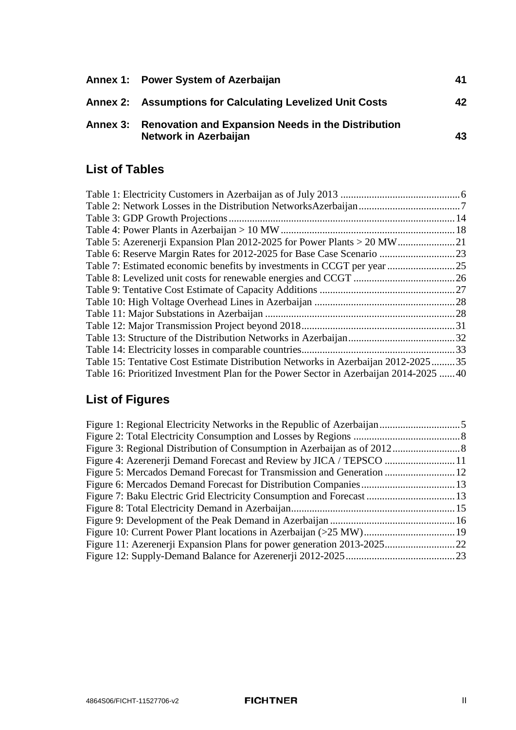| | | |
|---|---|---|
| **Annex 1:** | **Power System of Azerbaijan** | **41** |
| **Annex 2:** | **Assumptions for Calculating Levelized Unit Costs** | **42** |
| **Annex 3:** | **Renovation and Expansion Needs in the Distribution Network in Azerbaijan** | **43** |

## List of Tables

Table 1: Electricity Customers in Azerbaijan as of July 2013 .............................................6
Table 2: Network Losses in the Distribution NetworksAzerbaijan.......................................7
Table 3: GDP Growth Projections......................................................................................14
Table 4: Power Plants in Azerbaijan > 10 MW..................................................................18
Table 5: Azerenerji Expansion Plan 2012-2025 for Power Plants > 20 MW......................21
Table 6: Reserve Margin Rates for 2012-2025 for Base Case Scenario .............................23
Table 7: Estimated economic benefits by investments in CCGT per year ..........................25
Table 8: Levelized unit costs for renewable energies and CCGT .......................................26
Table 9: Tentative Cost Estimate of Capacity Additions ....................................................27
Table 10: High Voltage Overhead Lines in Azerbaijan ......................................................28
Table 11: Major Substations in Azerbaijan .........................................................................28
Table 12: Major Transmission Project beyond 2018...........................................................31
Table 13: Structure of the Distribution Networks in Azerbaijan.........................................32
Table 14: Electricity losses in comparable countries...........................................................33
Table 15: Tentative Cost Estimate Distribution Networks in Azerbaijan 2012-2025.........35
Table 16: Prioritized Investment Plan for the Power Sector in Azerbaijan 2014-2025 ......40

## List of Figures

Figure 1: Regional Electricity Networks in the Republic of Azerbaijan...............................5
Figure 2: Total Electricity Consumption and Losses by Regions .........................................8
Figure 3: Regional Distribution of Consumption in Azerbaijan as of 2012..........................8
Figure 4: Azerenerji Demand Forecast and Review by JICA / TEPSCO ...........................11
Figure 5: Mercados Demand Forecast for Transmission and Generation ...........................12
Figure 6: Mercados Demand Forecast for Distribution Companies....................................13
Figure 7: Baku Electric Grid Electricity Consumption and Forecast ..................................13
Figure 8: Total Electricity Demand in Azerbaijan...............................................................15
Figure 9: Development of the Peak Demand in Azerbaijan ................................................16
Figure 10: Current Power Plant locations in Azerbaijan (>25 MW)...................................19
Figure 11: Azerenerji Expansion Plans for power generation 2013-2025...........................22
Figure 12: Supply-Demand Balance for Azerenerji 2012-2025..........................................23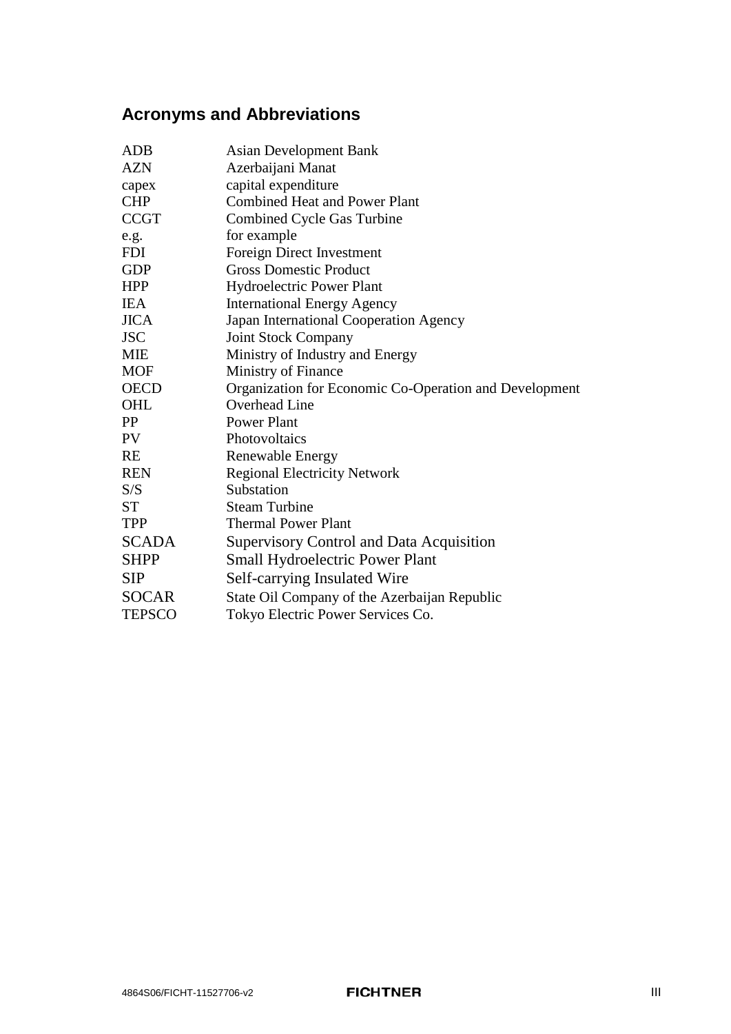## Acronyms and Abbreviations

| | |
|---|---|
| ADB | Asian Development Bank |
| AZN | Azerbaijani Manat |
| capex | capital expenditure |
| CHP | Combined Heat and Power Plant |
| CCGT | Combined Cycle Gas Turbine |
| e.g. | for example |
| FDI | Foreign Direct Investment |
| GDP | Gross Domestic Product |
| HPP | Hydroelectric Power Plant |
| IEA | International Energy Agency |
| JICA | Japan International Cooperation Agency |
| JSC | Joint Stock Company |
| MIE | Ministry of Industry and Energy |
| MOF | Ministry of Finance |
| OECD | Organization for Economic Co-Operation and Development |
| OHL | Overhead Line |
| PP | Power Plant |
| PV | Photovoltaics |
| RE | Renewable Energy |
| REN | Regional Electricity Network |
| S/S | Substation |
| ST | Steam Turbine |
| TPP | Thermal Power Plant |
| SCADA | Supervisory Control and Data Acquisition |
| SHPP | Small Hydroelectric Power Plant |
| SIP | Self-carrying Insulated Wire |
| SOCAR | State Oil Company of the Azerbaijan Republic |
| TEPSCO | Tokyo Electric Power Services Co. |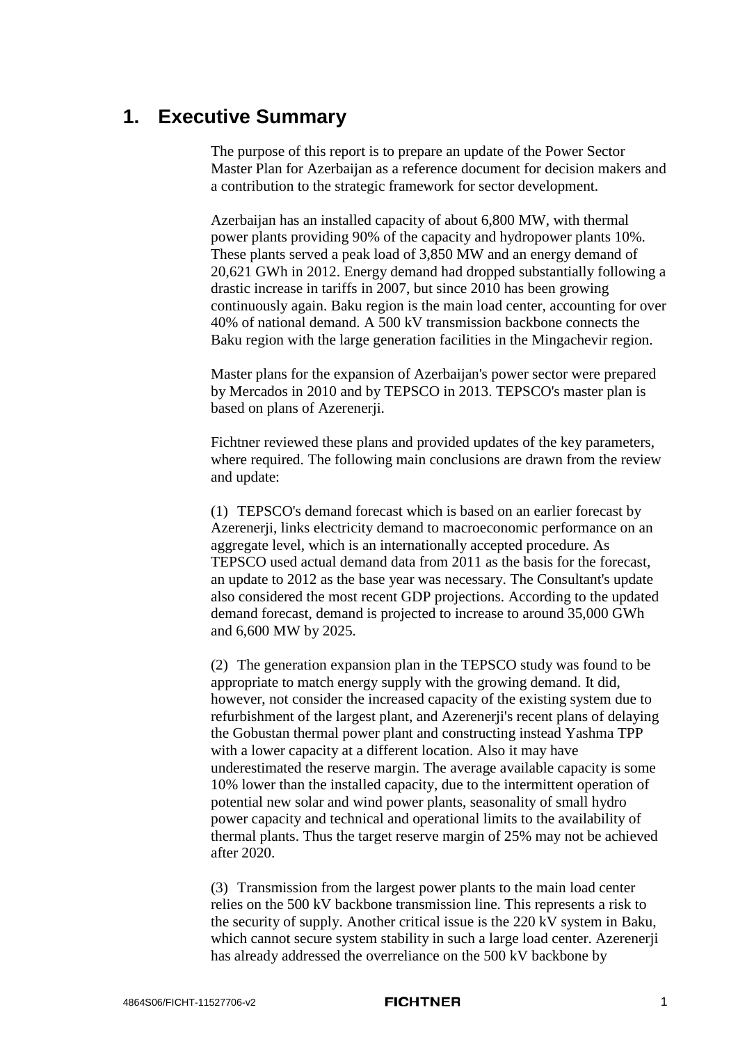# 1. Executive Summary

The purpose of this report is to prepare an update of the Power Sector Master Plan for Azerbaijan as a reference document for decision makers and a contribution to the strategic framework for sector development.

Azerbaijan has an installed capacity of about 6,800 MW, with thermal power plants providing 90% of the capacity and hydropower plants 10%. These plants served a peak load of 3,850 MW and an energy demand of 20,621 GWh in 2012. Energy demand had dropped substantially following a drastic increase in tariffs in 2007, but since 2010 has been growing continuously again. Baku region is the main load center, accounting for over 40% of national demand. A 500 kV transmission backbone connects the Baku region with the large generation facilities in the Mingachevir region.

Master plans for the expansion of Azerbaijan's power sector were prepared by Mercados in 2010 and by TEPSCO in 2013. TEPSCO's master plan is based on plans of Azerenerji.

Fichtner reviewed these plans and provided updates of the key parameters, where required. The following main conclusions are drawn from the review and update:

(1) TEPSCO's demand forecast which is based on an earlier forecast by Azerenerji, links electricity demand to macroeconomic performance on an aggregate level, which is an internationally accepted procedure. As TEPSCO used actual demand data from 2011 as the basis for the forecast, an update to 2012 as the base year was necessary. The Consultant's update also considered the most recent GDP projections. According to the updated demand forecast, demand is projected to increase to around 35,000 GWh and 6,600 MW by 2025.

(2) The generation expansion plan in the TEPSCO study was found to be appropriate to match energy supply with the growing demand. It did, however, not consider the increased capacity of the existing system due to refurbishment of the largest plant, and Azerenerji's recent plans of delaying the Gobustan thermal power plant and constructing instead Yashma TPP with a lower capacity at a different location. Also it may have underestimated the reserve margin. The average available capacity is some 10% lower than the installed capacity, due to the intermittent operation of potential new solar and wind power plants, seasonality of small hydro power capacity and technical and operational limits to the availability of thermal plants. Thus the target reserve margin of 25% may not be achieved after 2020.

(3) Transmission from the largest power plants to the main load center relies on the 500 kV backbone transmission line. This represents a risk to the security of supply. Another critical issue is the 220 kV system in Baku, which cannot secure system stability in such a large load center. Azerenerji has already addressed the overreliance on the 500 kV backbone by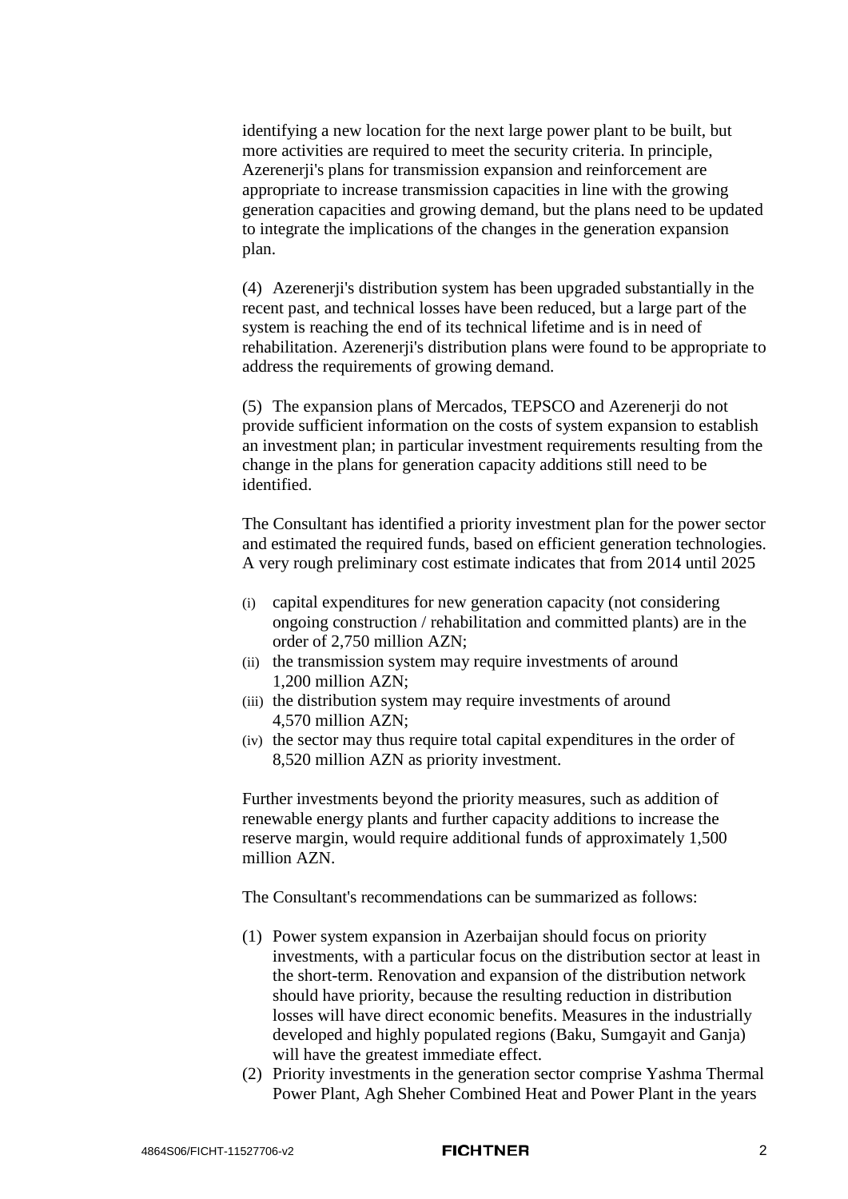identifying a new location for the next large power plant to be built, but more activities are required to meet the security criteria. In principle, Azerenerji's plans for transmission expansion and reinforcement are appropriate to increase transmission capacities in line with the growing generation capacities and growing demand, but the plans need to be updated to integrate the implications of the changes in the generation expansion plan.

(4) Azerenerji's distribution system has been upgraded substantially in the recent past, and technical losses have been reduced, but a large part of the system is reaching the end of its technical lifetime and is in need of rehabilitation. Azerenerji's distribution plans were found to be appropriate to address the requirements of growing demand.

(5) The expansion plans of Mercados, TEPSCO and Azerenerji do not provide sufficient information on the costs of system expansion to establish an investment plan; in particular investment requirements resulting from the change in the plans for generation capacity additions still need to be identified.

The Consultant has identified a priority investment plan for the power sector and estimated the required funds, based on efficient generation technologies. A very rough preliminary cost estimate indicates that from 2014 until 2025

(i) capital expenditures for new generation capacity (not considering ongoing construction / rehabilitation and committed plants) are in the order of 2,750 million AZN;
(ii) the transmission system may require investments of around 1,200 million AZN;
(iii) the distribution system may require investments of around 4,570 million AZN;
(iv) the sector may thus require total capital expenditures in the order of 8,520 million AZN as priority investment.

Further investments beyond the priority measures, such as addition of renewable energy plants and further capacity additions to increase the reserve margin, would require additional funds of approximately 1,500 million AZN.

The Consultant's recommendations can be summarized as follows:

(1) Power system expansion in Azerbaijan should focus on priority investments, with a particular focus on the distribution sector at least in the short-term. Renovation and expansion of the distribution network should have priority, because the resulting reduction in distribution losses will have direct economic benefits. Measures in the industrially developed and highly populated regions (Baku, Sumgayit and Ganja) will have the greatest immediate effect.
(2) Priority investments in the generation sector comprise Yashma Thermal Power Plant, Agh Sheher Combined Heat and Power Plant in the years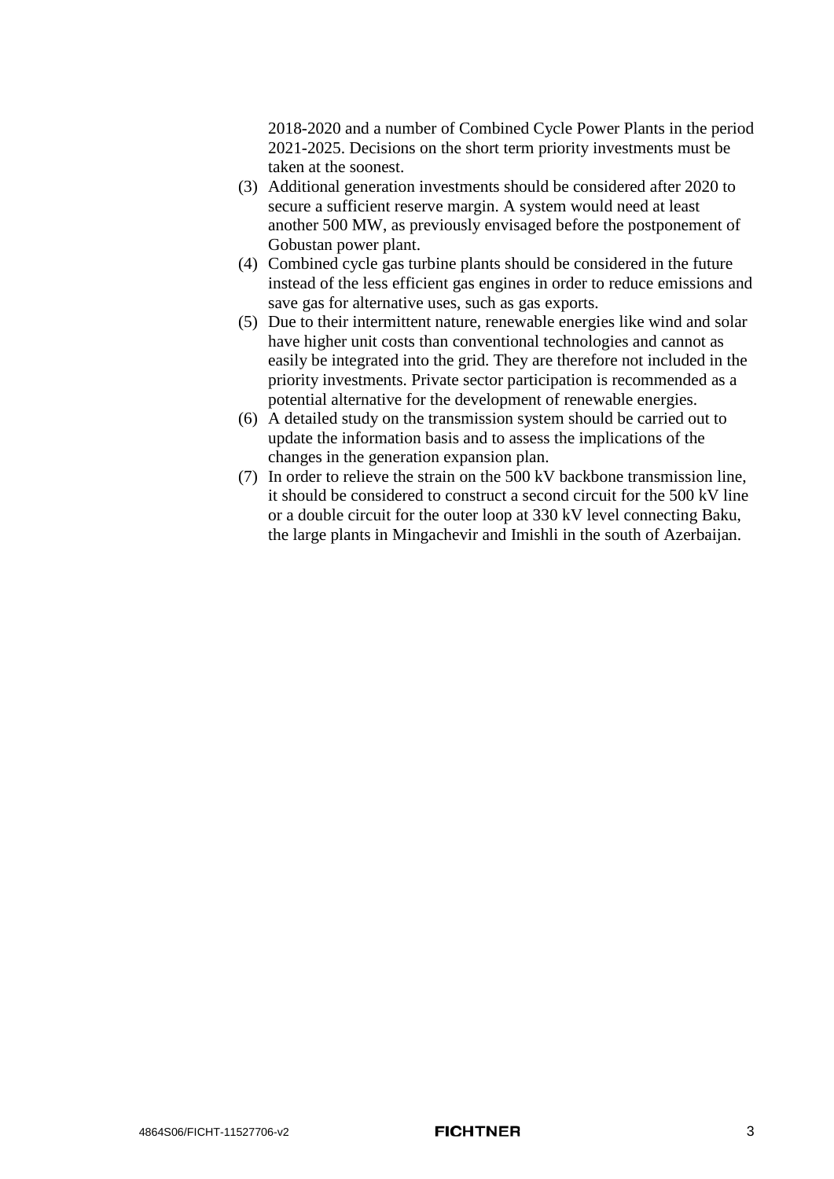2018-2020 and a number of Combined Cycle Power Plants in the period 2021-2025. Decisions on the short term priority investments must be taken at the soonest.

(3) Additional generation investments should be considered after 2020 to secure a sufficient reserve margin. A system would need at least another 500 MW, as previously envisaged before the postponement of Gobustan power plant.

(4) Combined cycle gas turbine plants should be considered in the future instead of the less efficient gas engines in order to reduce emissions and save gas for alternative uses, such as gas exports.

(5) Due to their intermittent nature, renewable energies like wind and solar have higher unit costs than conventional technologies and cannot as easily be integrated into the grid. They are therefore not included in the priority investments. Private sector participation is recommended as a potential alternative for the development of renewable energies.

(6) A detailed study on the transmission system should be carried out to update the information basis and to assess the implications of the changes in the generation expansion plan.

(7) In order to relieve the strain on the 500 kV backbone transmission line, it should be considered to construct a second circuit for the 500 kV line or a double circuit for the outer loop at 330 kV level connecting Baku, the large plants in Mingachevir and Imishli in the south of Azerbaijan.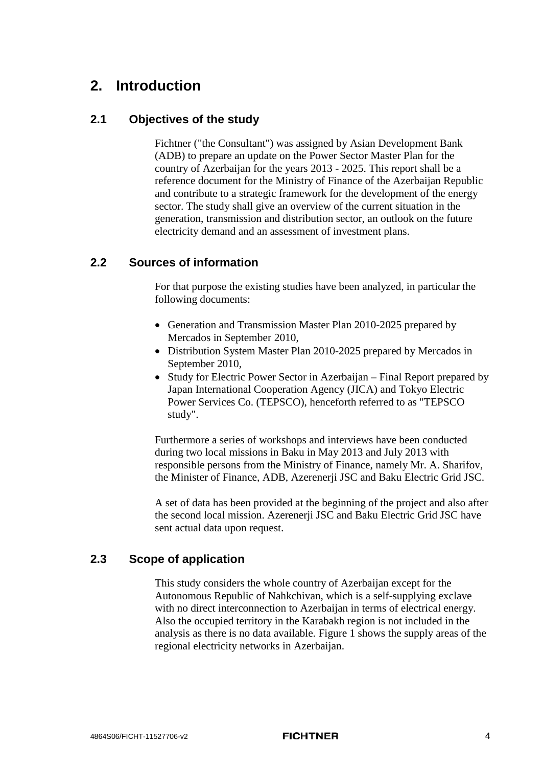# 2. Introduction

## 2.1 Objectives of the study

Fichtner ("the Consultant") was assigned by Asian Development Bank (ADB) to prepare an update on the Power Sector Master Plan for the country of Azerbaijan for the years 2013 - 2025. This report shall be a reference document for the Ministry of Finance of the Azerbaijan Republic and contribute to a strategic framework for the development of the energy sector. The study shall give an overview of the current situation in the generation, transmission and distribution sector, an outlook on the future electricity demand and an assessment of investment plans.

## 2.2 Sources of information

For that purpose the existing studies have been analyzed, in particular the following documents:

- Generation and Transmission Master Plan 2010-2025 prepared by Mercados in September 2010,
- Distribution System Master Plan 2010-2025 prepared by Mercados in September 2010,
- Study for Electric Power Sector in Azerbaijan – Final Report prepared by Japan International Cooperation Agency (JICA) and Tokyo Electric Power Services Co. (TEPSCO), henceforth referred to as "TEPSCO study".

Furthermore a series of workshops and interviews have been conducted during two local missions in Baku in May 2013 and July 2013 with responsible persons from the Ministry of Finance, namely Mr. A. Sharifov, the Minister of Finance, ADB, Azerenerji JSC and Baku Electric Grid JSC.

A set of data has been provided at the beginning of the project and also after the second local mission. Azerenerji JSC and Baku Electric Grid JSC have sent actual data upon request.

## 2.3 Scope of application

This study considers the whole country of Azerbaijan except for the Autonomous Republic of Nahkchivan, which is a self-supplying exclave with no direct interconnection to Azerbaijan in terms of electrical energy. Also the occupied territory in the Karabakh region is not included in the analysis as there is no data available. Figure 1 shows the supply areas of the regional electricity networks in Azerbaijan.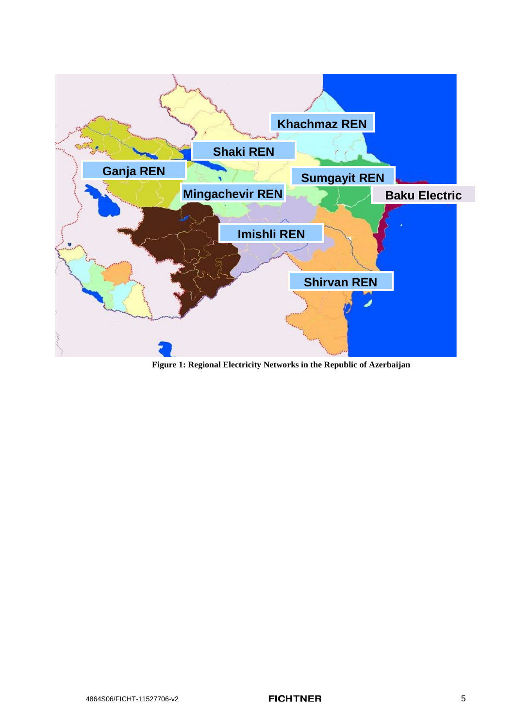**Figure 1: Regional Electricity Networks in the Republic of Azerbaijan**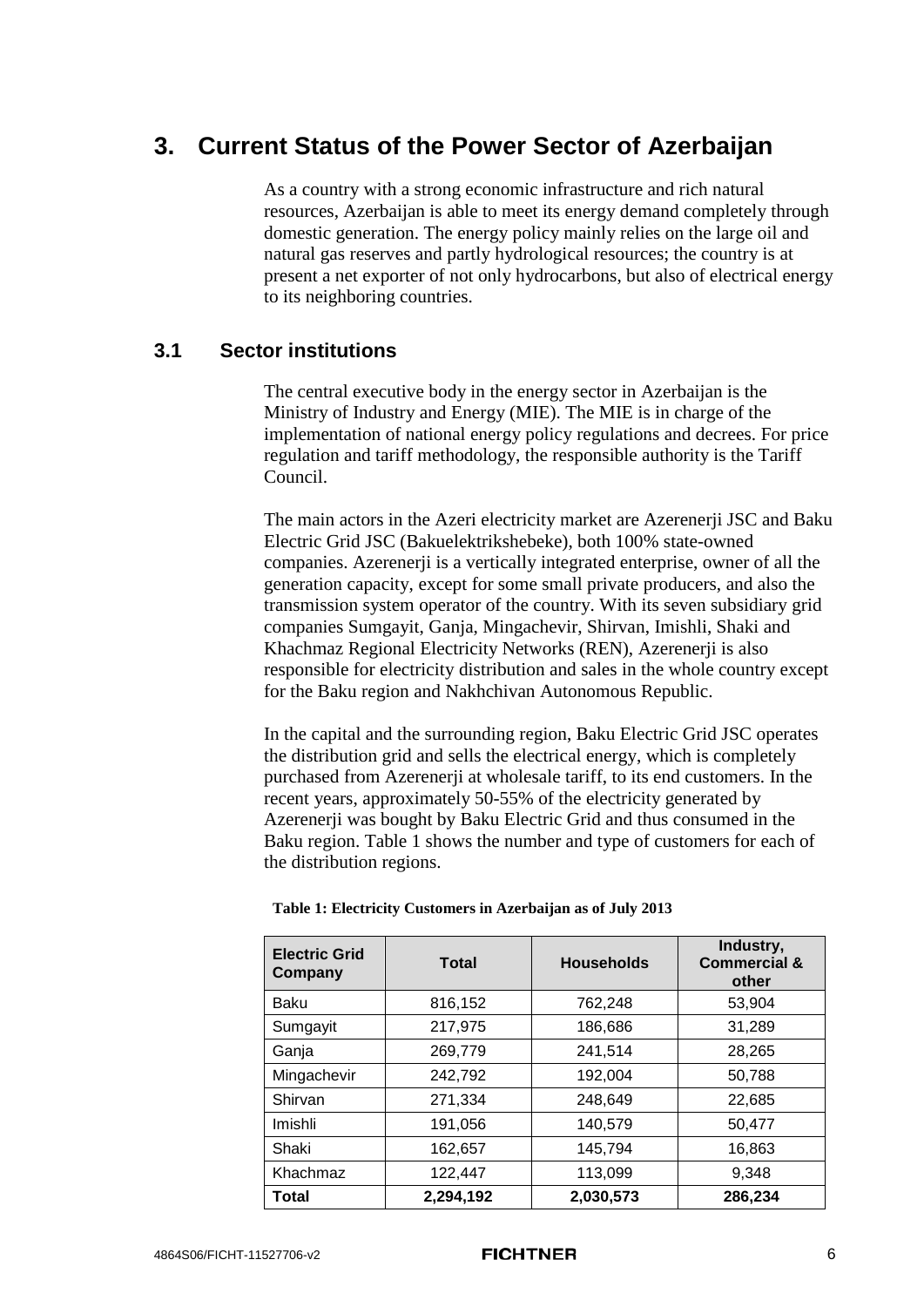# 3. Current Status of the Power Sector of Azerbaijan

As a country with a strong economic infrastructure and rich natural resources, Azerbaijan is able to meet its energy demand completely through domestic generation. The energy policy mainly relies on the large oil and natural gas reserves and partly hydrological resources; the country is at present a net exporter of not only hydrocarbons, but also of electrical energy to its neighboring countries.

## 3.1 Sector institutions

The central executive body in the energy sector in Azerbaijan is the Ministry of Industry and Energy (MIE). The MIE is in charge of the implementation of national energy policy regulations and decrees. For price regulation and tariff methodology, the responsible authority is the Tariff Council.

The main actors in the Azeri electricity market are Azerenerji JSC and Baku Electric Grid JSC (Bakuelektrikshebeke), both 100% state-owned companies. Azerenerji is a vertically integrated enterprise, owner of all the generation capacity, except for some small private producers, and also the transmission system operator of the country. With its seven subsidiary grid companies Sumgayit, Ganja, Mingachevir, Shirvan, Imishli, Shaki and Khachmaz Regional Electricity Networks (REN), Azerenerji is also responsible for electricity distribution and sales in the whole country except for the Baku region and Nakhchivan Autonomous Republic.

In the capital and the surrounding region, Baku Electric Grid JSC operates the distribution grid and sells the electrical energy, which is completely purchased from Azerenerji at wholesale tariff, to its end customers. In the recent years, approximately 50-55% of the electricity generated by Azerenerji was bought by Baku Electric Grid and thus consumed in the Baku region. Table 1 shows the number and type of customers for each of the distribution regions.

**Table 1: Electricity Customers in Azerbaijan as of July 2013**

| Electric Grid Company | Total | Households | Industry, Commercial & other |
|---|---|---|---|
| Baku | 816,152 | 762,248 | 53,904 |
| Sumgayit | 217,975 | 186,686 | 31,289 |
| Ganja | 269,779 | 241,514 | 28,265 |
| Mingachevir | 242,792 | 192,004 | 50,788 |
| Shirvan | 271,334 | 248,649 | 22,685 |
| Imishli | 191,056 | 140,579 | 50,477 |
| Shaki | 162,657 | 145,794 | 16,863 |
| Khachmaz | 122,447 | 113,099 | 9,348 |
| **Total** | **2,294,192** | **2,030,573** | **286,234** |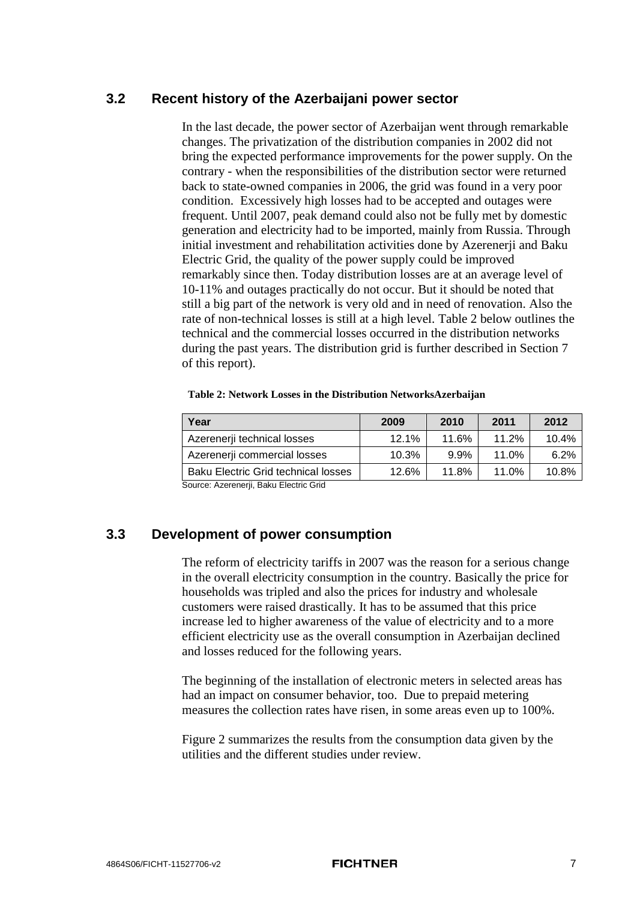## 3.2 Recent history of the Azerbaijani power sector

In the last decade, the power sector of Azerbaijan went through remarkable changes. The privatization of the distribution companies in 2002 did not bring the expected performance improvements for the power supply. On the contrary - when the responsibilities of the distribution sector were returned back to state-owned companies in 2006, the grid was found in a very poor condition. Excessively high losses had to be accepted and outages were frequent. Until 2007, peak demand could also not be fully met by domestic generation and electricity had to be imported, mainly from Russia. Through initial investment and rehabilitation activities done by Azerenerji and Baku Electric Grid, the quality of the power supply could be improved remarkably since then. Today distribution losses are at an average level of 10-11% and outages practically do not occur. But it should be noted that still a big part of the network is very old and in need of renovation. Also the rate of non-technical losses is still at a high level. Table 2 below outlines the technical and the commercial losses occurred in the distribution networks during the past years. The distribution grid is further described in Section 7 of this report).

**Table 2: Network Losses in the Distribution NetworksAzerbaijan**

| Year | 2009 | 2010 | 2011 | 2012 |
|---|---|---|---|---|
| Azerenerji technical losses | 12.1% | 11.6% | 11.2% | 10.4% |
| Azerenerji commercial losses | 10.3% | 9.9% | 11.0% | 6.2% |
| Baku Electric Grid technical losses | 12.6% | 11.8% | 11.0% | 10.8% |

Source: Azerenerji, Baku Electric Grid

## 3.3 Development of power consumption

The reform of electricity tariffs in 2007 was the reason for a serious change in the overall electricity consumption in the country. Basically the price for households was tripled and also the prices for industry and wholesale customers were raised drastically. It has to be assumed that this price increase led to higher awareness of the value of electricity and to a more efficient electricity use as the overall consumption in Azerbaijan declined and losses reduced for the following years.

The beginning of the installation of electronic meters in selected areas has had an impact on consumer behavior, too. Due to prepaid metering measures the collection rates have risen, in some areas even up to 100%.

Figure 2 summarizes the results from the consumption data given by the utilities and the different studies under review.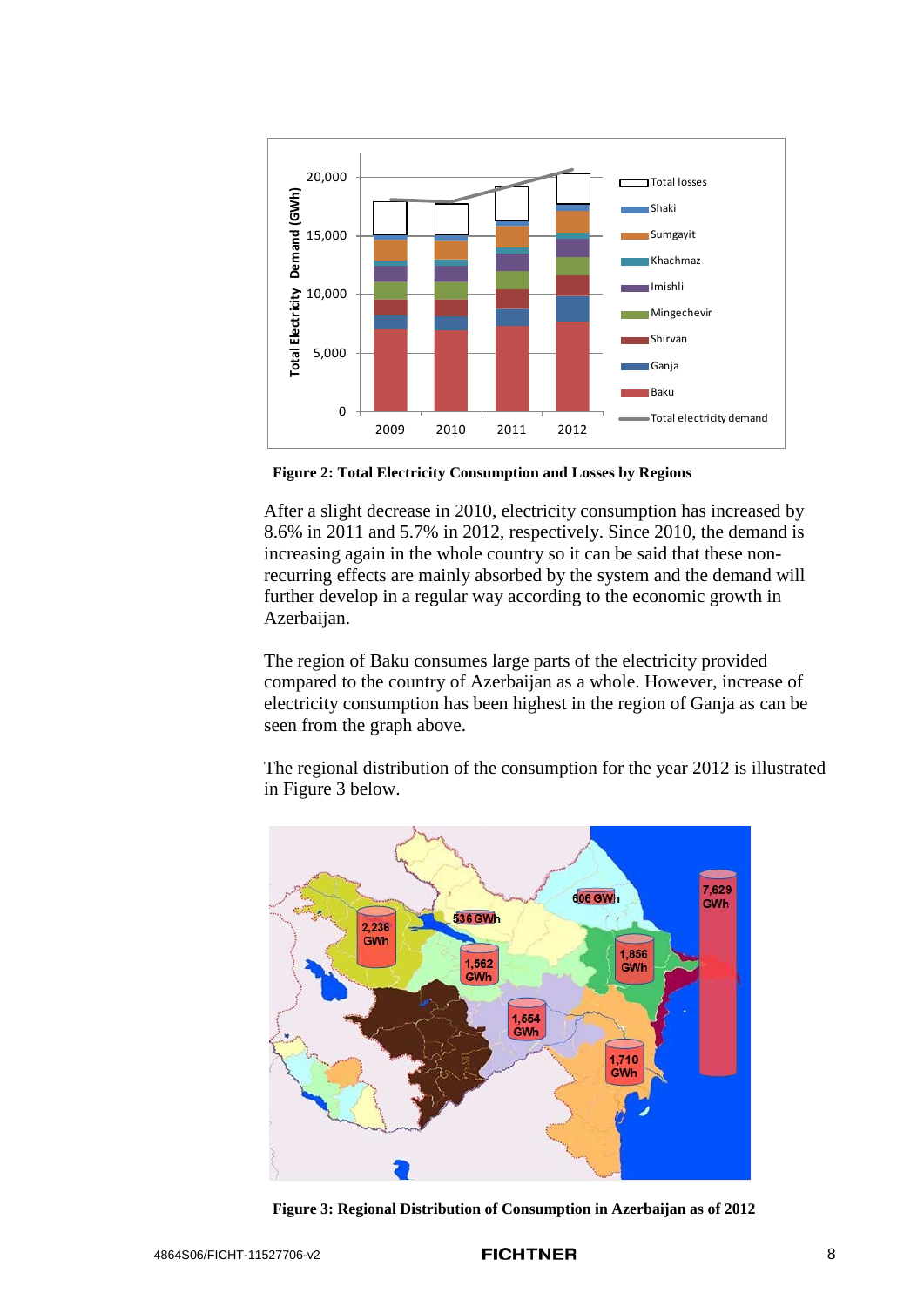**Figure 2: Total Electricity Consumption and Losses by Regions**

After a slight decrease in 2010, electricity consumption has increased by 8.6% in 2011 and 5.7% in 2012, respectively. Since 2010, the demand is increasing again in the whole country so it can be said that these non-recurring effects are mainly absorbed by the system and the demand will further develop in a regular way according to the economic growth in Azerbaijan.

The region of Baku consumes large parts of the electricity provided compared to the country of Azerbaijan as a whole. However, increase of electricity consumption has been highest in the region of Ganja as can be seen from the graph above.

The regional distribution of the consumption for the year 2012 is illustrated in Figure 3 below.

**Figure 3: Regional Distribution of Consumption in Azerbaijan as of 2012**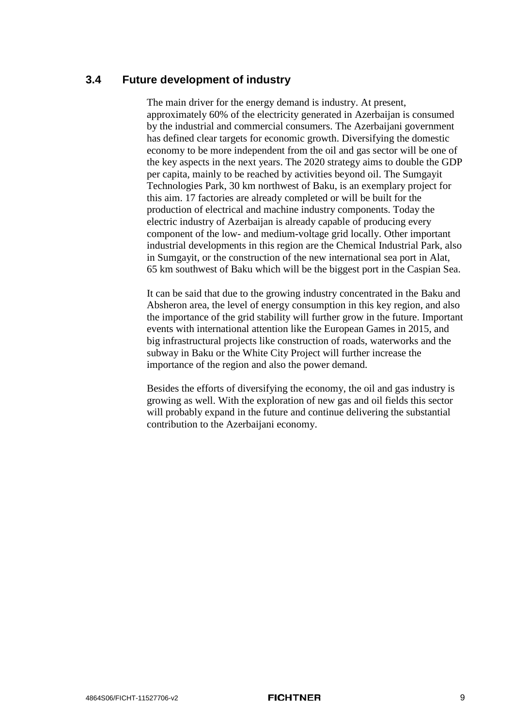## 3.4 Future development of industry

The main driver for the energy demand is industry. At present, approximately 60% of the electricity generated in Azerbaijan is consumed by the industrial and commercial consumers. The Azerbaijani government has defined clear targets for economic growth. Diversifying the domestic economy to be more independent from the oil and gas sector will be one of the key aspects in the next years. The 2020 strategy aims to double the GDP per capita, mainly to be reached by activities beyond oil. The Sumgayit Technologies Park, 30 km northwest of Baku, is an exemplary project for this aim. 17 factories are already completed or will be built for the production of electrical and machine industry components. Today the electric industry of Azerbaijan is already capable of producing every component of the low- and medium-voltage grid locally. Other important industrial developments in this region are the Chemical Industrial Park, also in Sumgayit, or the construction of the new international sea port in Alat, 65 km southwest of Baku which will be the biggest port in the Caspian Sea.

It can be said that due to the growing industry concentrated in the Baku and Absheron area, the level of energy consumption in this key region, and also the importance of the grid stability will further grow in the future. Important events with international attention like the European Games in 2015, and big infrastructural projects like construction of roads, waterworks and the subway in Baku or the White City Project will further increase the importance of the region and also the power demand.

Besides the efforts of diversifying the economy, the oil and gas industry is growing as well. With the exploration of new gas and oil fields this sector will probably expand in the future and continue delivering the substantial contribution to the Azerbaijani economy.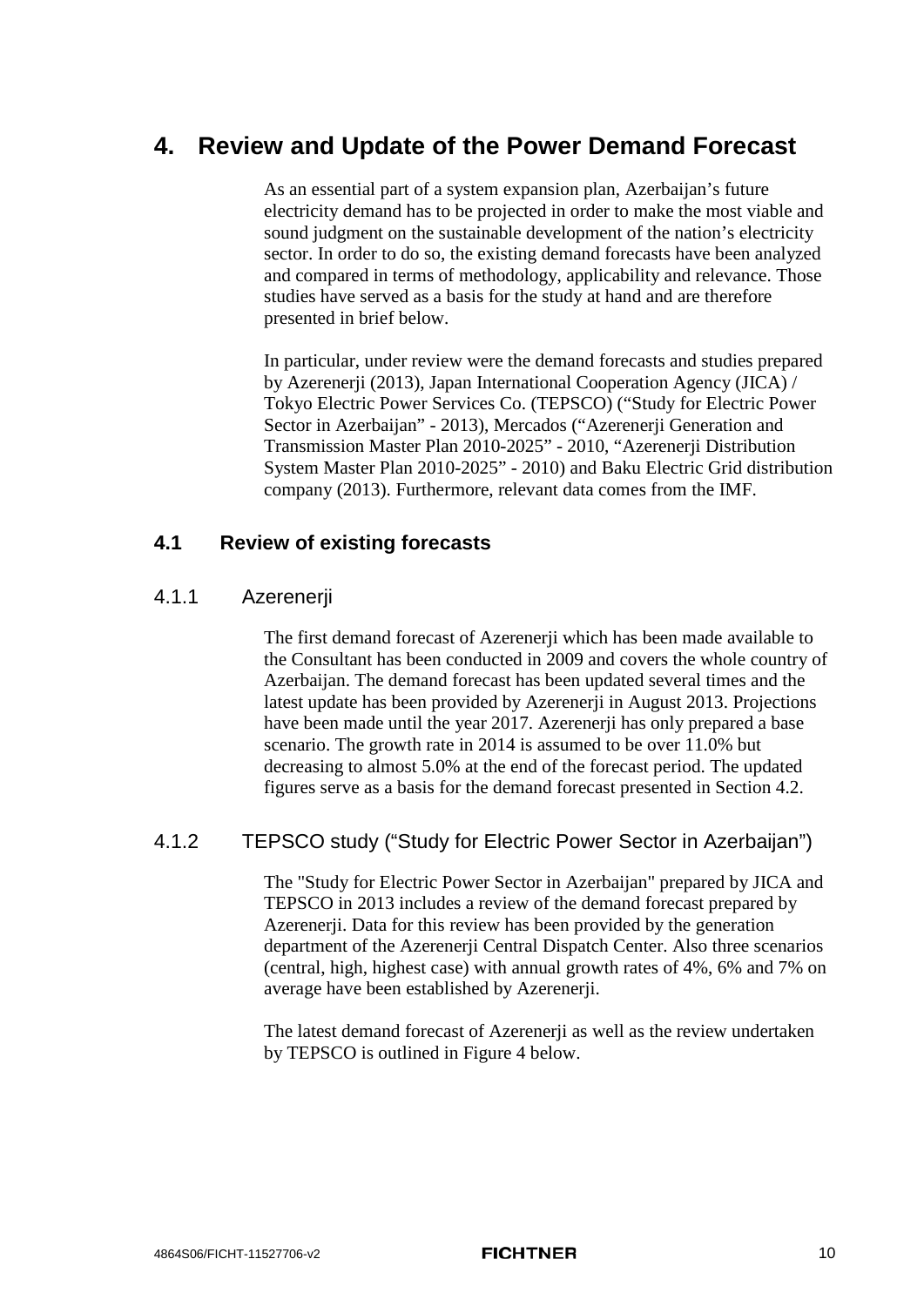# 4. Review and Update of the Power Demand Forecast

As an essential part of a system expansion plan, Azerbaijan's future electricity demand has to be projected in order to make the most viable and sound judgment on the sustainable development of the nation's electricity sector. In order to do so, the existing demand forecasts have been analyzed and compared in terms of methodology, applicability and relevance. Those studies have served as a basis for the study at hand and are therefore presented in brief below.

In particular, under review were the demand forecasts and studies prepared by Azerenerji (2013), Japan International Cooperation Agency (JICA) / Tokyo Electric Power Services Co. (TEPSCO) ("Study for Electric Power Sector in Azerbaijan" - 2013), Mercados ("Azerenerji Generation and Transmission Master Plan 2010-2025" - 2010, "Azerenerji Distribution System Master Plan 2010-2025" - 2010) and Baku Electric Grid distribution company (2013). Furthermore, relevant data comes from the IMF.

## 4.1 Review of existing forecasts

### 4.1.1 Azerenerji

The first demand forecast of Azerenerji which has been made available to the Consultant has been conducted in 2009 and covers the whole country of Azerbaijan. The demand forecast has been updated several times and the latest update has been provided by Azerenerji in August 2013. Projections have been made until the year 2017. Azerenerji has only prepared a base scenario. The growth rate in 2014 is assumed to be over 11.0% but decreasing to almost 5.0% at the end of the forecast period. The updated figures serve as a basis for the demand forecast presented in Section 4.2.

### 4.1.2 TEPSCO study ("Study for Electric Power Sector in Azerbaijan")

The "Study for Electric Power Sector in Azerbaijan" prepared by JICA and TEPSCO in 2013 includes a review of the demand forecast prepared by Azerenerji. Data for this review has been provided by the generation department of the Azerenerji Central Dispatch Center. Also three scenarios (central, high, highest case) with annual growth rates of 4%, 6% and 7% on average have been established by Azerenerji.

The latest demand forecast of Azerenerji as well as the review undertaken by TEPSCO is outlined in Figure 4 below.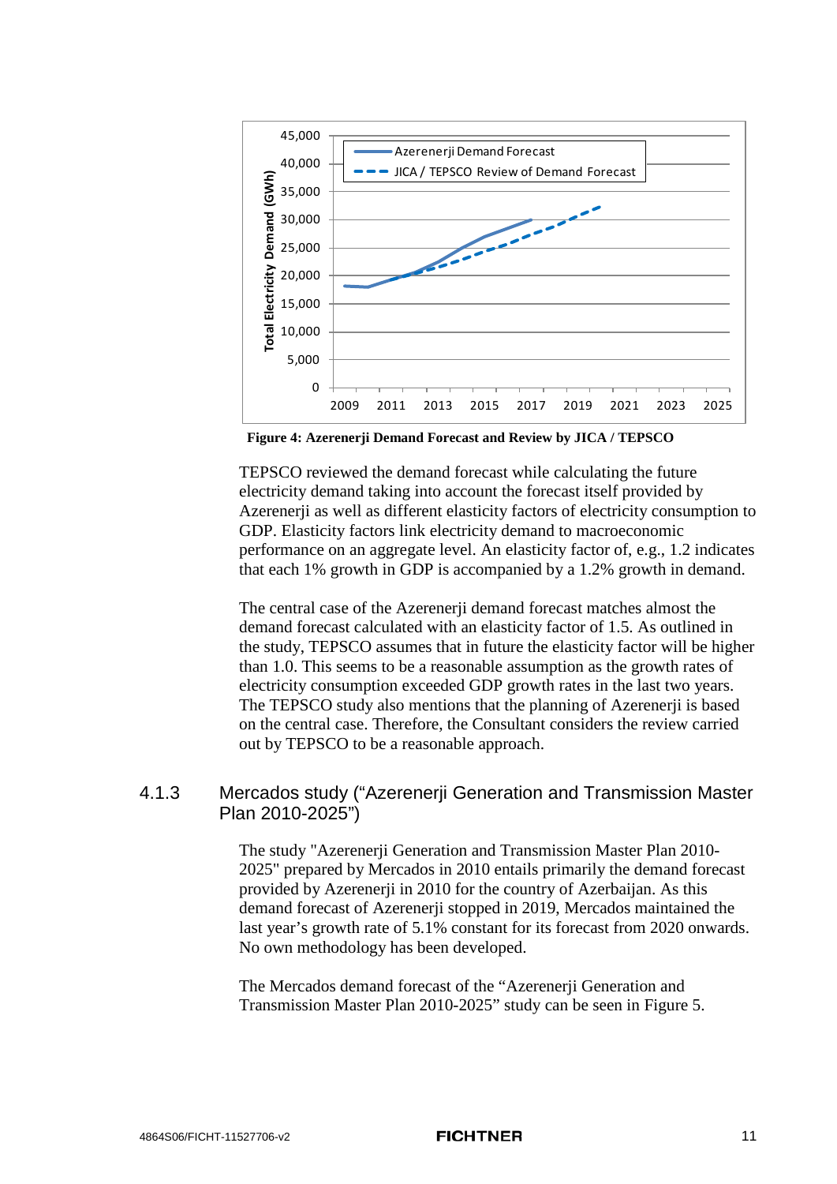**Figure 4: Azerenerji Demand Forecast and Review by JICA / TEPSCO**

TEPSCO reviewed the demand forecast while calculating the future electricity demand taking into account the forecast itself provided by Azerenerji as well as different elasticity factors of electricity consumption to GDP. Elasticity factors link electricity demand to macroeconomic performance on an aggregate level. An elasticity factor of, e.g., 1.2 indicates that each 1% growth in GDP is accompanied by a 1.2% growth in demand.

The central case of the Azerenerji demand forecast matches almost the demand forecast calculated with an elasticity factor of 1.5. As outlined in the study, TEPSCO assumes that in future the elasticity factor will be higher than 1.0. This seems to be a reasonable assumption as the growth rates of electricity consumption exceeded GDP growth rates in the last two years. The TEPSCO study also mentions that the planning of Azerenerji is based on the central case. Therefore, the Consultant considers the review carried out by TEPSCO to be a reasonable approach.

### 4.1.3 Mercados study ("Azerenerji Generation and Transmission Master Plan 2010-2025")

The study "Azerenerji Generation and Transmission Master Plan 2010-2025" prepared by Mercados in 2010 entails primarily the demand forecast provided by Azerenerji in 2010 for the country of Azerbaijan. As this demand forecast of Azerenerji stopped in 2019, Mercados maintained the last year's growth rate of 5.1% constant for its forecast from 2020 onwards. No own methodology has been developed.

The Mercados demand forecast of the "Azerenerji Generation and Transmission Master Plan 2010-2025" study can be seen in Figure 5.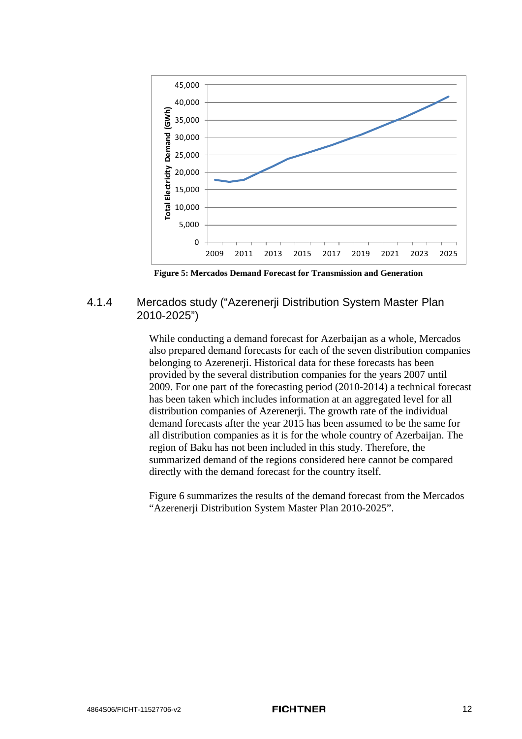Figure 5: Mercados Demand Forecast for Transmission and Generation

### 4.1.4 Mercados study ("Azerenerji Distribution System Master Plan 2010-2025")

While conducting a demand forecast for Azerbaijan as a whole, Mercados also prepared demand forecasts for each of the seven distribution companies belonging to Azerenerji. Historical data for these forecasts has been provided by the several distribution companies for the years 2007 until 2009. For one part of the forecasting period (2010-2014) a technical forecast has been taken which includes information at an aggregated level for all distribution companies of Azerenerji. The growth rate of the individual demand forecasts after the year 2015 has been assumed to be the same for all distribution companies as it is for the whole country of Azerbaijan. The region of Baku has not been included in this study. Therefore, the summarized demand of the regions considered here cannot be compared directly with the demand forecast for the country itself.

Figure 6 summarizes the results of the demand forecast from the Mercados "Azerenerji Distribution System Master Plan 2010-2025".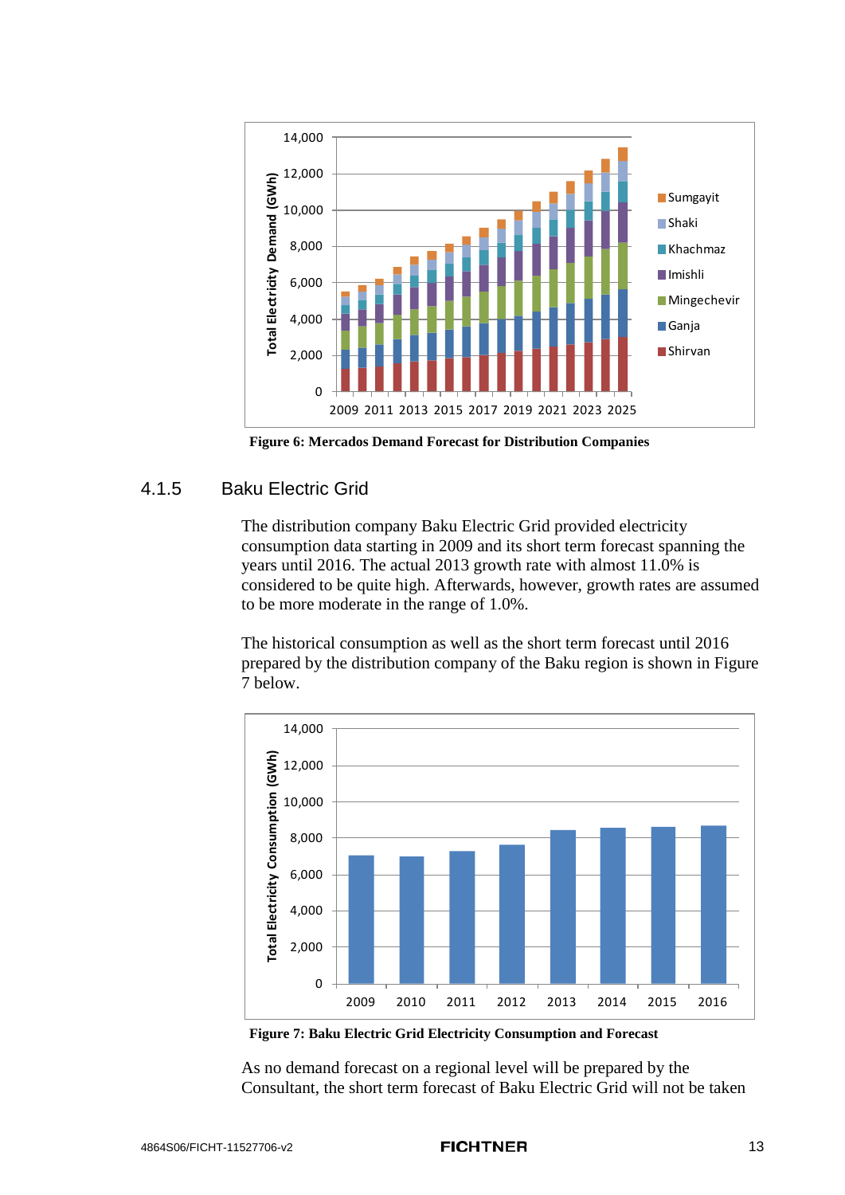Figure 6: Mercados Demand Forecast for Distribution Companies

### 4.1.5 Baku Electric Grid

The distribution company Baku Electric Grid provided electricity consumption data starting in 2009 and its short term forecast spanning the years until 2016. The actual 2013 growth rate with almost 11.0% is considered to be quite high. Afterwards, however, growth rates are assumed to be more moderate in the range of 1.0%.

The historical consumption as well as the short term forecast until 2016 prepared by the distribution company of the Baku region is shown in Figure 7 below.

Figure 7: Baku Electric Grid Electricity Consumption and Forecast

As no demand forecast on a regional level will be prepared by the Consultant, the short term forecast of Baku Electric Grid will not be taken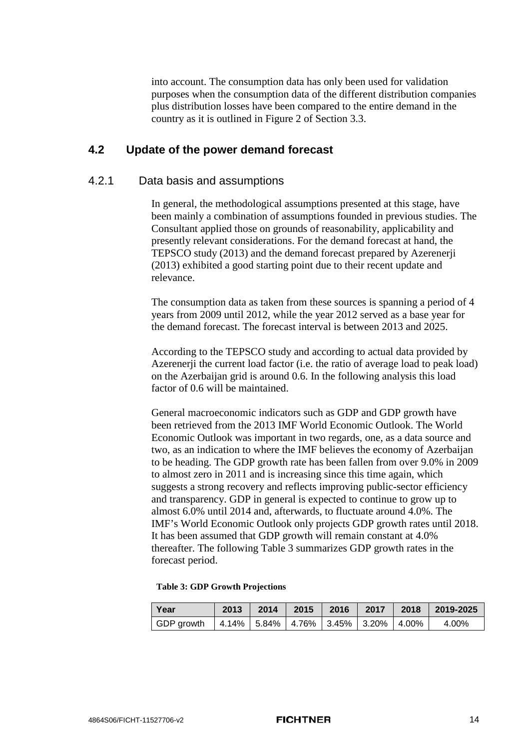into account. The consumption data has only been used for validation purposes when the consumption data of the different distribution companies plus distribution losses have been compared to the entire demand in the country as it is outlined in Figure 2 of Section 3.3.

## 4.2 Update of the power demand forecast

### 4.2.1 Data basis and assumptions

In general, the methodological assumptions presented at this stage, have been mainly a combination of assumptions founded in previous studies. The Consultant applied those on grounds of reasonability, applicability and presently relevant considerations. For the demand forecast at hand, the TEPSCO study (2013) and the demand forecast prepared by Azerenerji (2013) exhibited a good starting point due to their recent update and relevance.

The consumption data as taken from these sources is spanning a period of 4 years from 2009 until 2012, while the year 2012 served as a base year for the demand forecast. The forecast interval is between 2013 and 2025.

According to the TEPSCO study and according to actual data provided by Azerenerji the current load factor (i.e. the ratio of average load to peak load) on the Azerbaijan grid is around 0.6. In the following analysis this load factor of 0.6 will be maintained.

General macroeconomic indicators such as GDP and GDP growth have been retrieved from the 2013 IMF World Economic Outlook. The World Economic Outlook was important in two regards, one, as a data source and two, as an indication to where the IMF believes the economy of Azerbaijan to be heading. The GDP growth rate has been fallen from over 9.0% in 2009 to almost zero in 2011 and is increasing since this time again, which suggests a strong recovery and reflects improving public-sector efficiency and transparency. GDP in general is expected to continue to grow up to almost 6.0% until 2014 and, afterwards, to fluctuate around 4.0%. The IMF's World Economic Outlook only projects GDP growth rates until 2018. It has been assumed that GDP growth will remain constant at 4.0% thereafter. The following Table 3 summarizes GDP growth rates in the forecast period.

**Table 3: GDP Growth Projections**

| Year | 2013 | 2014 | 2015 | 2016 | 2017 | 2018 | 2019-2025 |
|---|---|---|---|---|---|---|---|
| GDP growth | 4.14% | 5.84% | 4.76% | 3.45% | 3.20% | 4.00% | 4.00% |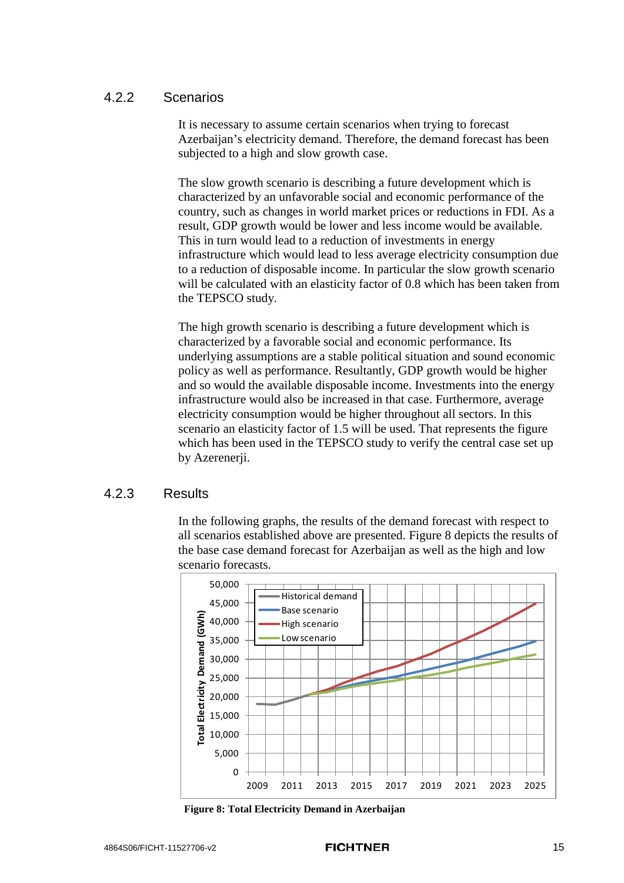### 4.2.2 Scenarios

It is necessary to assume certain scenarios when trying to forecast Azerbaijan's electricity demand. Therefore, the demand forecast has been subjected to a high and slow growth case.

The slow growth scenario is describing a future development which is characterized by an unfavorable social and economic performance of the country, such as changes in world market prices or reductions in FDI. As a result, GDP growth would be lower and less income would be available. This in turn would lead to a reduction of investments in energy infrastructure which would lead to less average electricity consumption due to a reduction of disposable income. In particular the slow growth scenario will be calculated with an elasticity factor of 0.8 which has been taken from the TEPSCO study.

The high growth scenario is describing a future development which is characterized by a favorable social and economic performance. Its underlying assumptions are a stable political situation and sound economic policy as well as performance. Resultantly, GDP growth would be higher and so would the available disposable income. Investments into the energy infrastructure would also be increased in that case. Furthermore, average electricity consumption would be higher throughout all sectors. In this scenario an elasticity factor of 1.5 will be used. That represents the figure which has been used in the TEPSCO study to verify the central case set up by Azerenerji.

### 4.2.3 Results

In the following graphs, the results of the demand forecast with respect to all scenarios established above are presented. Figure 8 depicts the results of the base case demand forecast for Azerbaijan as well as the high and low scenario forecasts.

**Figure 8: Total Electricity Demand in Azerbaijan**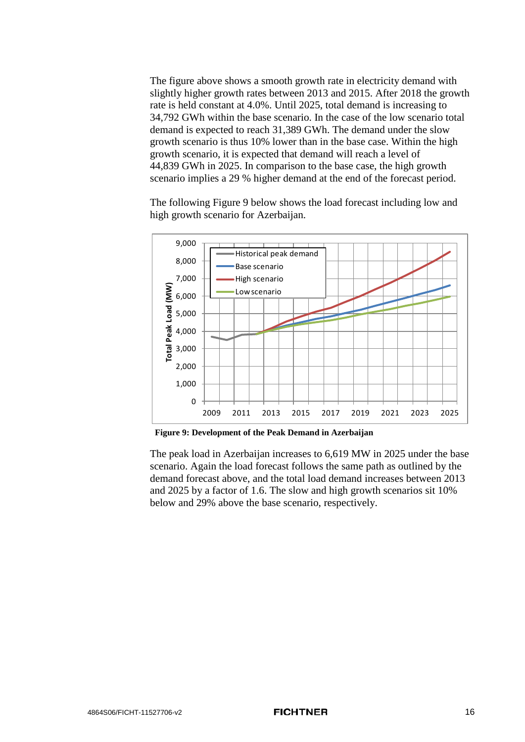The figure above shows a smooth growth rate in electricity demand with slightly higher growth rates between 2013 and 2015. After 2018 the growth rate is held constant at 4.0%. Until 2025, total demand is increasing to 34,792 GWh within the base scenario. In the case of the low scenario total demand is expected to reach 31,389 GWh. The demand under the slow growth scenario is thus 10% lower than in the base case. Within the high growth scenario, it is expected that demand will reach a level of 44,839 GWh in 2025. In comparison to the base case, the high growth scenario implies a 29 % higher demand at the end of the forecast period.

The following Figure 9 below shows the load forecast including low and high growth scenario for Azerbaijan.

**Figure 9: Development of the Peak Demand in Azerbaijan**

The peak load in Azerbaijan increases to 6,619 MW in 2025 under the base scenario. Again the load forecast follows the same path as outlined by the demand forecast above, and the total load demand increases between 2013 and 2025 by a factor of 1.6. The slow and high growth scenarios sit 10% below and 29% above the base scenario, respectively.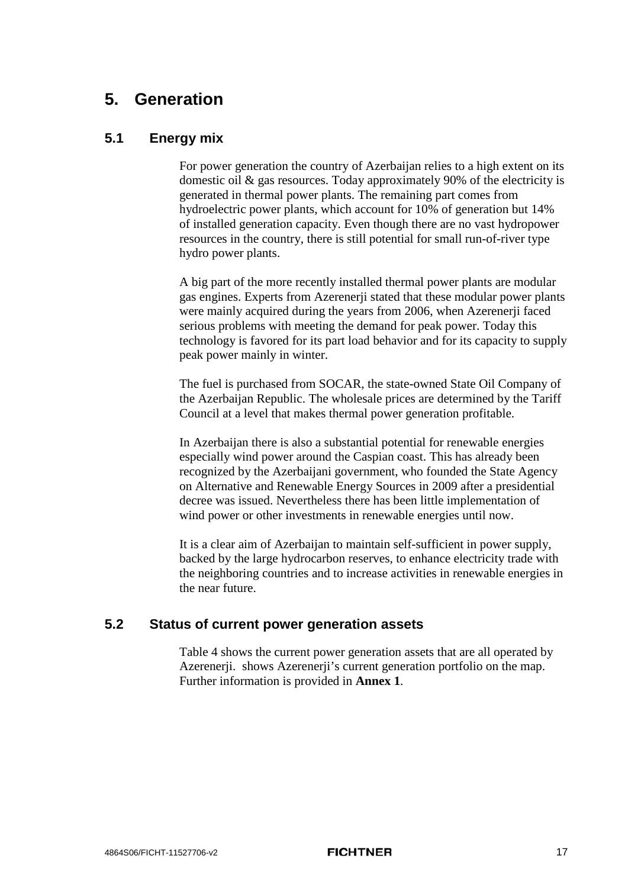# 5. Generation

## 5.1 Energy mix

For power generation the country of Azerbaijan relies to a high extent on its domestic oil & gas resources. Today approximately 90% of the electricity is generated in thermal power plants. The remaining part comes from hydroelectric power plants, which account for 10% of generation but 14% of installed generation capacity. Even though there are no vast hydropower resources in the country, there is still potential for small run-of-river type hydro power plants.

A big part of the more recently installed thermal power plants are modular gas engines. Experts from Azerenerji stated that these modular power plants were mainly acquired during the years from 2006, when Azerenerji faced serious problems with meeting the demand for peak power. Today this technology is favored for its part load behavior and for its capacity to supply peak power mainly in winter.

The fuel is purchased from SOCAR, the state-owned State Oil Company of the Azerbaijan Republic. The wholesale prices are determined by the Tariff Council at a level that makes thermal power generation profitable.

In Azerbaijan there is also a substantial potential for renewable energies especially wind power around the Caspian coast. This has already been recognized by the Azerbaijani government, who founded the State Agency on Alternative and Renewable Energy Sources in 2009 after a presidential decree was issued. Nevertheless there has been little implementation of wind power or other investments in renewable energies until now.

It is a clear aim of Azerbaijan to maintain self-sufficient in power supply, backed by the large hydrocarbon reserves, to enhance electricity trade with the neighboring countries and to increase activities in renewable energies in the near future.

## 5.2 Status of current power generation assets

Table 4 shows the current power generation assets that are all operated by Azerenerji.  shows Azerenerji's current generation portfolio on the map. Further information is provided in **Annex 1**.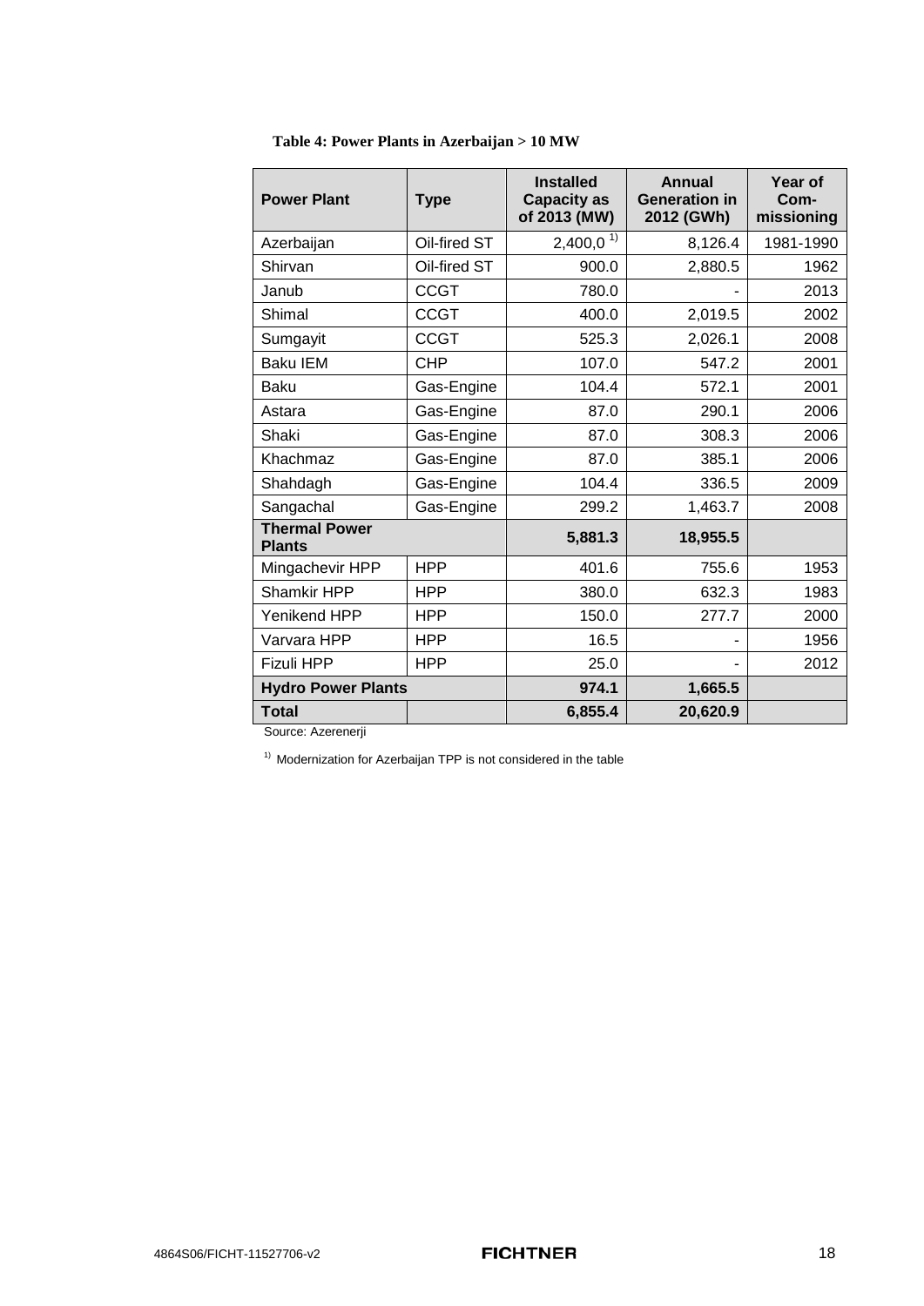**Table 4: Power Plants in Azerbaijan > 10 MW**

| Power Plant | Type | Installed Capacity as of 2013 (MW) | Annual Generation in 2012 (GWh) | Year of Com-missioning |
|---|---|---|---|---|
| Azerbaijan | Oil-fired ST | 2,400,0 [1] | 8,126.4 | 1981-1990 |
| Shirvan | Oil-fired ST | 900.0 | 2,880.5 | 1962 |
| Janub | CCGT | 780.0 | - | 2013 |
| Shimal | CCGT | 400.0 | 2,019.5 | 2002 |
| Sumgayit | CCGT | 525.3 | 2,026.1 | 2008 |
| Baku IEM | CHP | 107.0 | 547.2 | 2001 |
| Baku | Gas-Engine | 104.4 | 572.1 | 2001 |
| Astara | Gas-Engine | 87.0 | 290.1 | 2006 |
| Shaki | Gas-Engine | 87.0 | 308.3 | 2006 |
| Khachmaz | Gas-Engine | 87.0 | 385.1 | 2006 |
| Shahdagh | Gas-Engine | 104.4 | 336.5 | 2009 |
| Sangachal | Gas-Engine | 299.2 | 1,463.7 | 2008 |
| **Thermal Power Plants** | | **5,881.3** | **18,955.5** | |
| Mingachevir HPP | HPP | 401.6 | 755.6 | 1953 |
| Shamkir HPP | HPP | 380.0 | 632.3 | 1983 |
| Yenikend HPP | HPP | 150.0 | 277.7 | 2000 |
| Varvara HPP | HPP | 16.5 | - | 1956 |
| Fizuli HPP | HPP | 25.0 | - | 2012 |
| **Hydro Power Plants** | | **974.1** | **1,665.5** | |
| **Total** | | **6,855.4** | **20,620.9** | |

Source: Azerenerji

[1] Modernization for Azerbaijan TPP is not considered in the table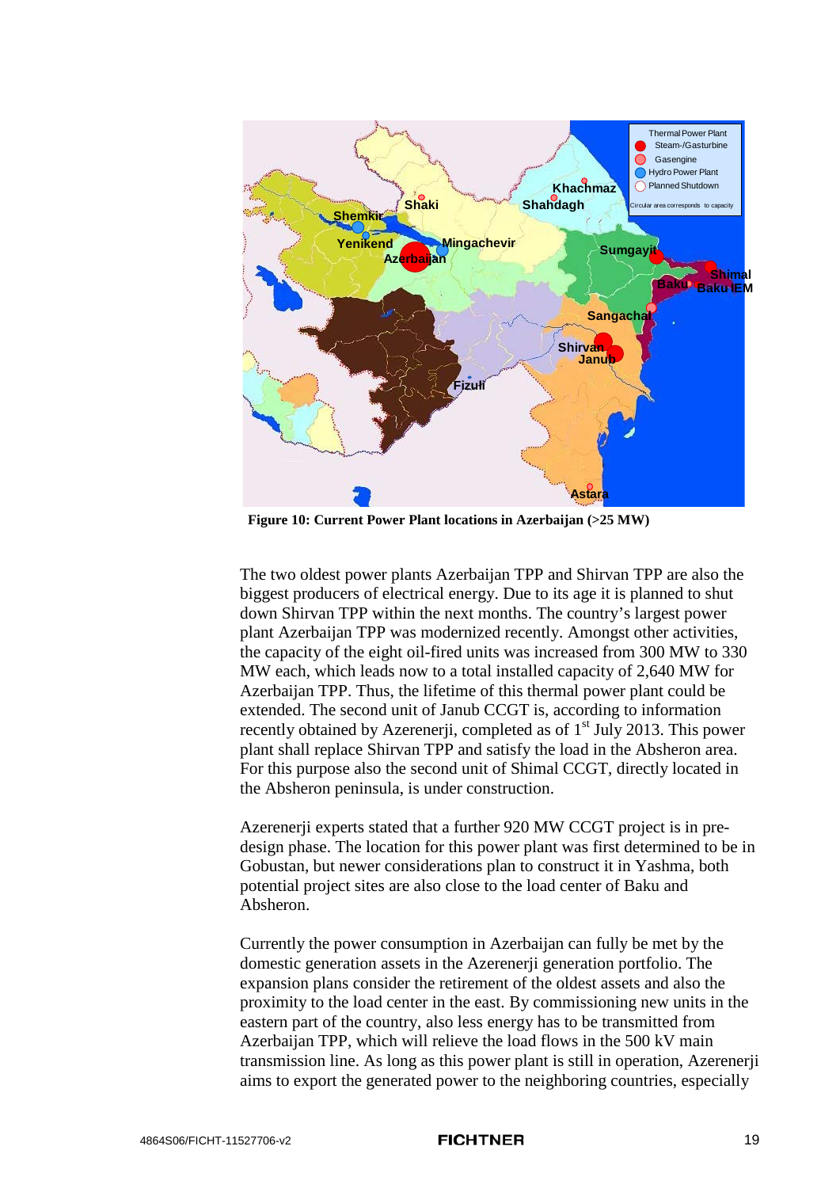Figure 10: Current Power Plant locations in Azerbaijan (>25 MW)

The two oldest power plants Azerbaijan TPP and Shirvan TPP are also the biggest producers of electrical energy. Due to its age it is planned to shut down Shirvan TPP within the next months. The country's largest power plant Azerbaijan TPP was modernized recently. Amongst other activities, the capacity of the eight oil-fired units was increased from 300 MW to 330 MW each, which leads now to a total installed capacity of 2,640 MW for Azerbaijan TPP. Thus, the lifetime of this thermal power plant could be extended. The second unit of Janub CCGT is, according to information recently obtained by Azerenerji, completed as of 1st July 2013. This power plant shall replace Shirvan TPP and satisfy the load in the Absheron area. For this purpose also the second unit of Shimal CCGT, directly located in the Absheron peninsula, is under construction.

Azerenerji experts stated that a further 920 MW CCGT project is in pre-design phase. The location for this power plant was first determined to be in Gobustan, but newer considerations plan to construct it in Yashma, both potential project sites are also close to the load center of Baku and Absheron.

Currently the power consumption in Azerbaijan can fully be met by the domestic generation assets in the Azerenerji generation portfolio. The expansion plans consider the retirement of the oldest assets and also the proximity to the load center in the east. By commissioning new units in the eastern part of the country, also less energy has to be transmitted from Azerbaijan TPP, which will relieve the load flows in the 500 kV main transmission line. As long as this power plant is still in operation, Azerenerji aims to export the generated power to the neighboring countries, especially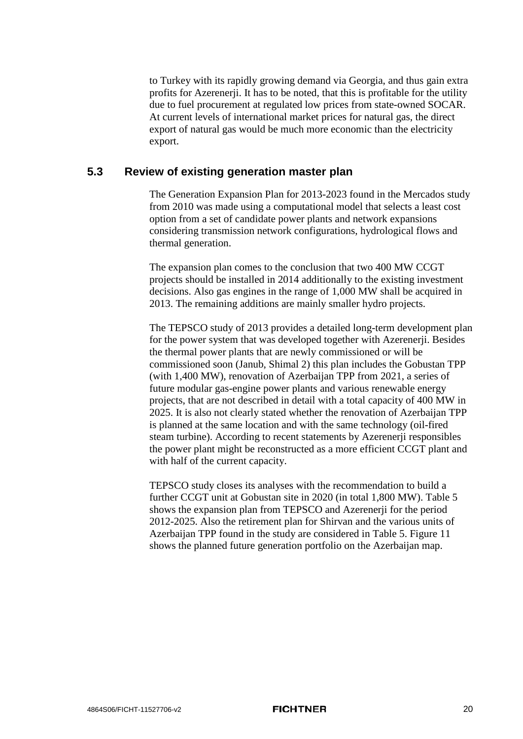to Turkey with its rapidly growing demand via Georgia, and thus gain extra profits for Azerenerji. It has to be noted, that this is profitable for the utility due to fuel procurement at regulated low prices from state-owned SOCAR. At current levels of international market prices for natural gas, the direct export of natural gas would be much more economic than the electricity export.

## 5.3 Review of existing generation master plan

The Generation Expansion Plan for 2013-2023 found in the Mercados study from 2010 was made using a computational model that selects a least cost option from a set of candidate power plants and network expansions considering transmission network configurations, hydrological flows and thermal generation.

The expansion plan comes to the conclusion that two 400 MW CCGT projects should be installed in 2014 additionally to the existing investment decisions. Also gas engines in the range of 1,000 MW shall be acquired in 2013. The remaining additions are mainly smaller hydro projects.

The TEPSCO study of 2013 provides a detailed long-term development plan for the power system that was developed together with Azerenerji. Besides the thermal power plants that are newly commissioned or will be commissioned soon (Janub, Shimal 2) this plan includes the Gobustan TPP (with 1,400 MW), renovation of Azerbaijan TPP from 2021, a series of future modular gas-engine power plants and various renewable energy projects, that are not described in detail with a total capacity of 400 MW in 2025. It is also not clearly stated whether the renovation of Azerbaijan TPP is planned at the same location and with the same technology (oil-fired steam turbine). According to recent statements by Azerenerji responsibles the power plant might be reconstructed as a more efficient CCGT plant and with half of the current capacity.

TEPSCO study closes its analyses with the recommendation to build a further CCGT unit at Gobustan site in 2020 (in total 1,800 MW). Table 5 shows the expansion plan from TEPSCO and Azerenerji for the period 2012-2025. Also the retirement plan for Shirvan and the various units of Azerbaijan TPP found in the study are considered in Table 5. Figure 11 shows the planned future generation portfolio on the Azerbaijan map.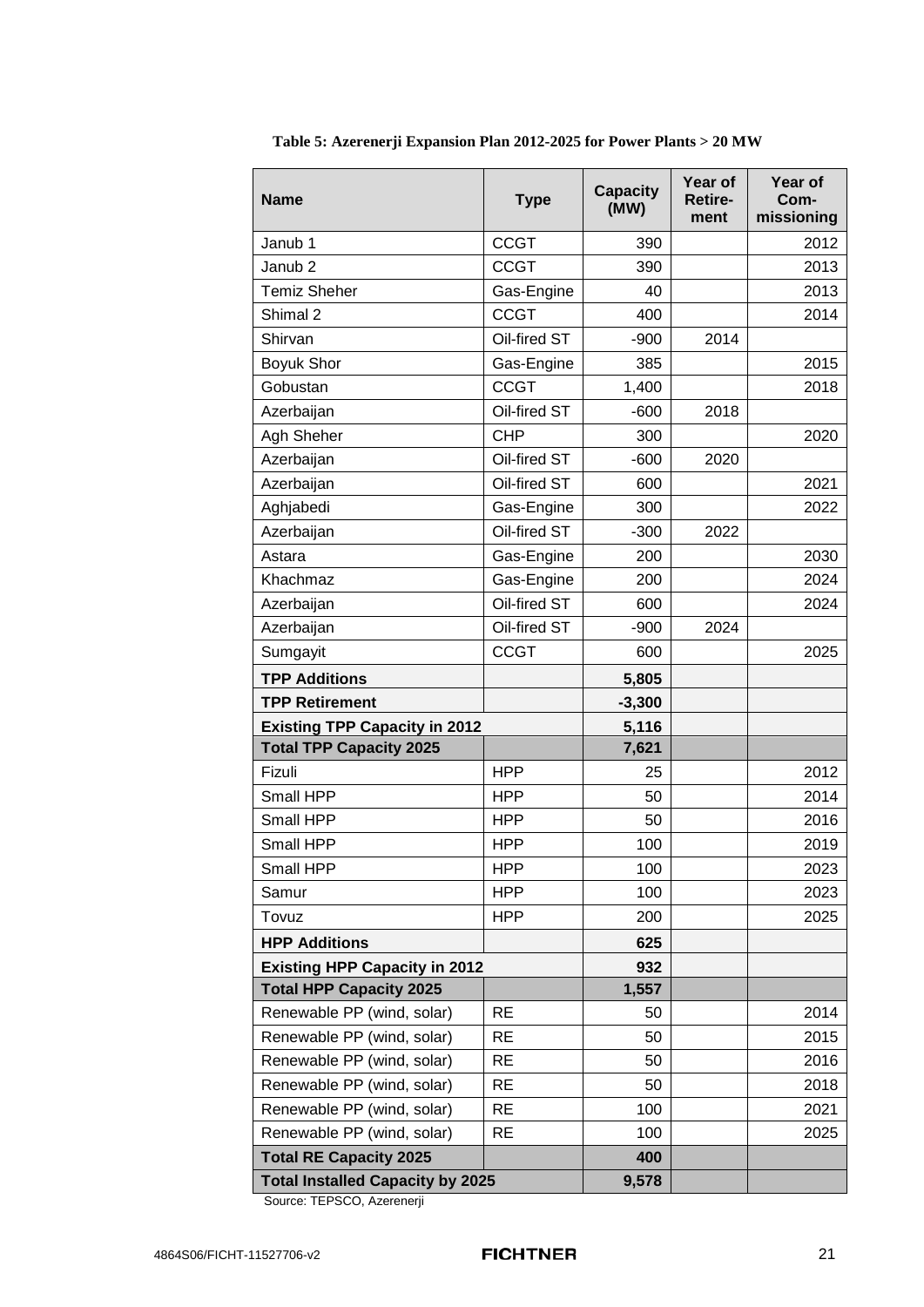**Table 5: Azerenerji Expansion Plan 2012-2025 for Power Plants > 20 MW**

| Name | Type | Capacity (MW) | Year of Retire-ment | Year of Com-missioning |
|---|---|---|---|---|
| Janub 1 | CCGT | 390 | | 2012 |
| Janub 2 | CCGT | 390 | | 2013 |
| Temiz Sheher | Gas-Engine | 40 | | 2013 |
| Shimal 2 | CCGT | 400 | | 2014 |
| Shirvan | Oil-fired ST | -900 | 2014 | |
| Boyuk Shor | Gas-Engine | 385 | | 2015 |
| Gobustan | CCGT | 1,400 | | 2018 |
| Azerbaijan | Oil-fired ST | -600 | 2018 | |
| Agh Sheher | CHP | 300 | | 2020 |
| Azerbaijan | Oil-fired ST | -600 | 2020 | |
| Azerbaijan | Oil-fired ST | 600 | | 2021 |
| Aghjabedi | Gas-Engine | 300 | | 2022 |
| Azerbaijan | Oil-fired ST | -300 | 2022 | |
| Astara | Gas-Engine | 200 | | 2030 |
| Khachmaz | Gas-Engine | 200 | | 2024 |
| Azerbaijan | Oil-fired ST | 600 | | 2024 |
| Azerbaijan | Oil-fired ST | -900 | 2024 | |
| Sumgayit | CCGT | 600 | | 2025 |
| **TPP Additions** | | **5,805** | | |
| **TPP Retirement** | | **-3,300** | | |
| **Existing TPP Capacity in 2012** | | **5,116** | | |
| **Total TPP Capacity 2025** | | **7,621** | | |
| Fizuli | HPP | 25 | | 2012 |
| Small HPP | HPP | 50 | | 2014 |
| Small HPP | HPP | 50 | | 2016 |
| Small HPP | HPP | 100 | | 2019 |
| Small HPP | HPP | 100 | | 2023 |
| Samur | HPP | 100 | | 2023 |
| Tovuz | HPP | 200 | | 2025 |
| **HPP Additions** | | **625** | | |
| **Existing HPP Capacity in 2012** | | **932** | | |
| **Total HPP Capacity 2025** | | **1,557** | | |
| Renewable PP (wind, solar) | RE | 50 | | 2014 |
| Renewable PP (wind, solar) | RE | 50 | | 2015 |
| Renewable PP (wind, solar) | RE | 50 | | 2016 |
| Renewable PP (wind, solar) | RE | 50 | | 2018 |
| Renewable PP (wind, solar) | RE | 100 | | 2021 |
| Renewable PP (wind, solar) | RE | 100 | | 2025 |
| **Total RE Capacity 2025** | | **400** | | |
| **Total Installed Capacity by 2025** | | **9,578** | | |

Source: TEPSCO, Azerenerji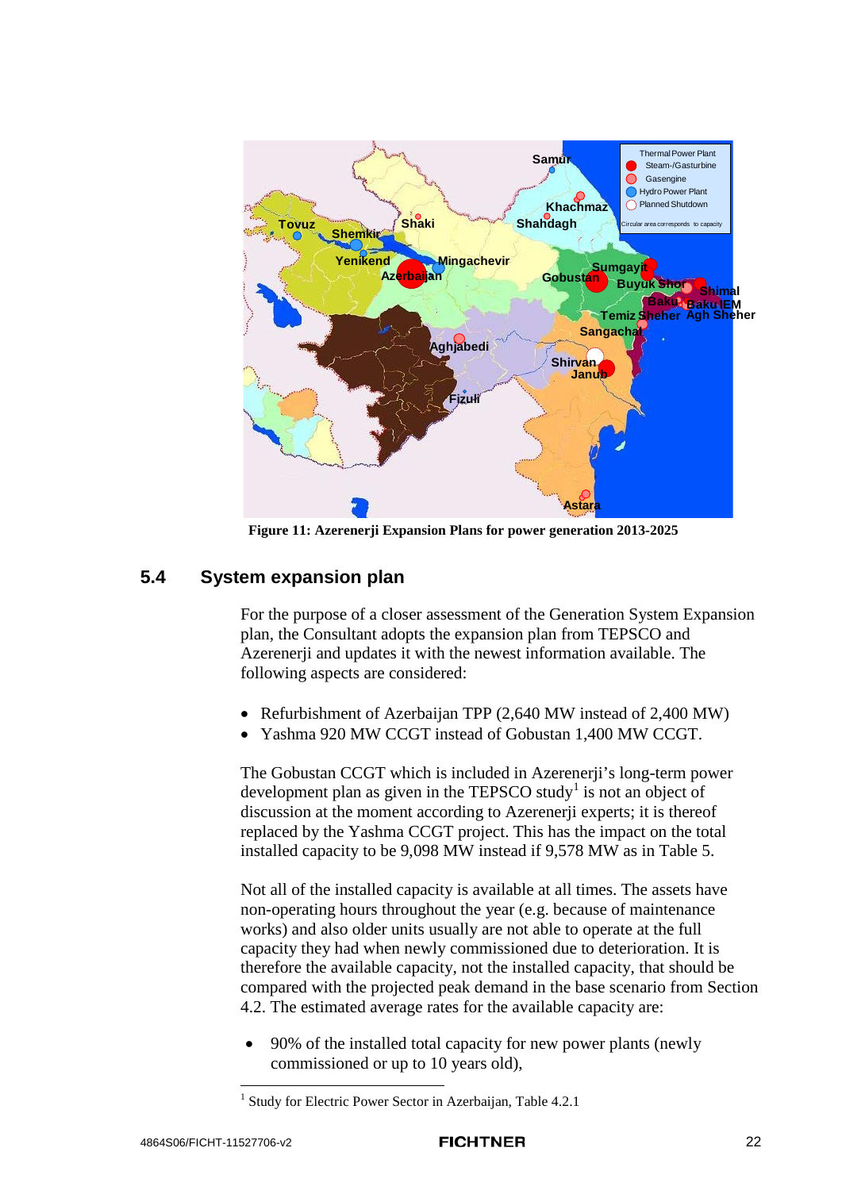Figure 11: Azerenerji Expansion Plans for power generation 2013-2025

## 5.4 System expansion plan

For the purpose of a closer assessment of the Generation System Expansion plan, the Consultant adopts the expansion plan from TEPSCO and Azerenerji and updates it with the newest information available. The following aspects are considered:

- Refurbishment of Azerbaijan TPP (2,640 MW instead of 2,400 MW)
- Yashma 920 MW CCGT instead of Gobustan 1,400 MW CCGT.

The Gobustan CCGT which is included in Azerenerji's long-term power development plan as given in the TEPSCO study[1] is not an object of discussion at the moment according to Azerenerji experts; it is thereof replaced by the Yashma CCGT project. This has the impact on the total installed capacity to be 9,098 MW instead if 9,578 MW as in Table 5.

Not all of the installed capacity is available at all times. The assets have non-operating hours throughout the year (e.g. because of maintenance works) and also older units usually are not able to operate at the full capacity they had when newly commissioned due to deterioration. It is therefore the available capacity, not the installed capacity, that should be compared with the projected peak demand in the base scenario from Section 4.2. The estimated average rates for the available capacity are:

- 90% of the installed total capacity for new power plants (newly commissioned or up to 10 years old),

[1] Study for Electric Power Sector in Azerbaijan, Table 4.2.1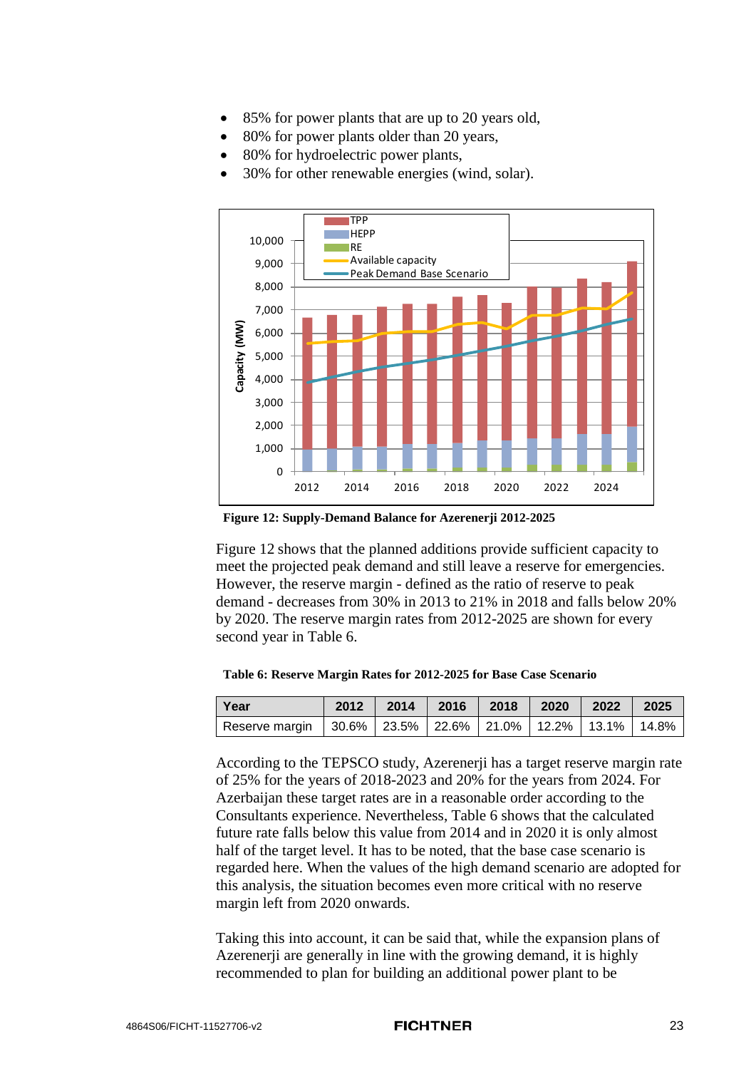- 85% for power plants that are up to 20 years old,
- 80% for power plants older than 20 years,
- 80% for hydroelectric power plants,
- 30% for other renewable energies (wind, solar).

**Figure 12: Supply-Demand Balance for Azerenerji 2012-2025**

Figure 12 shows that the planned additions provide sufficient capacity to meet the projected peak demand and still leave a reserve for emergencies. However, the reserve margin - defined as the ratio of reserve to peak demand - decreases from 30% in 2013 to 21% in 2018 and falls below 20% by 2020. The reserve margin rates from 2012-2025 are shown for every second year in Table 6.

**Table 6: Reserve Margin Rates for 2012-2025 for Base Case Scenario**

| Year | 2012 | 2014 | 2016 | 2018 | 2020 | 2022 | 2025 |
|---|---|---|---|---|---|---|---|
| Reserve margin | 30.6% | 23.5% | 22.6% | 21.0% | 12.2% | 13.1% | 14.8% |

According to the TEPSCO study, Azerenerji has a target reserve margin rate of 25% for the years of 2018-2023 and 20% for the years from 2024. For Azerbaijan these target rates are in a reasonable order according to the Consultants experience. Nevertheless, Table 6 shows that the calculated future rate falls below this value from 2014 and in 2020 it is only almost half of the target level. It has to be noted, that the base case scenario is regarded here. When the values of the high demand scenario are adopted for this analysis, the situation becomes even more critical with no reserve margin left from 2020 onwards.

Taking this into account, it can be said that, while the expansion plans of Azerenerji are generally in line with the growing demand, it is highly recommended to plan for building an additional power plant to be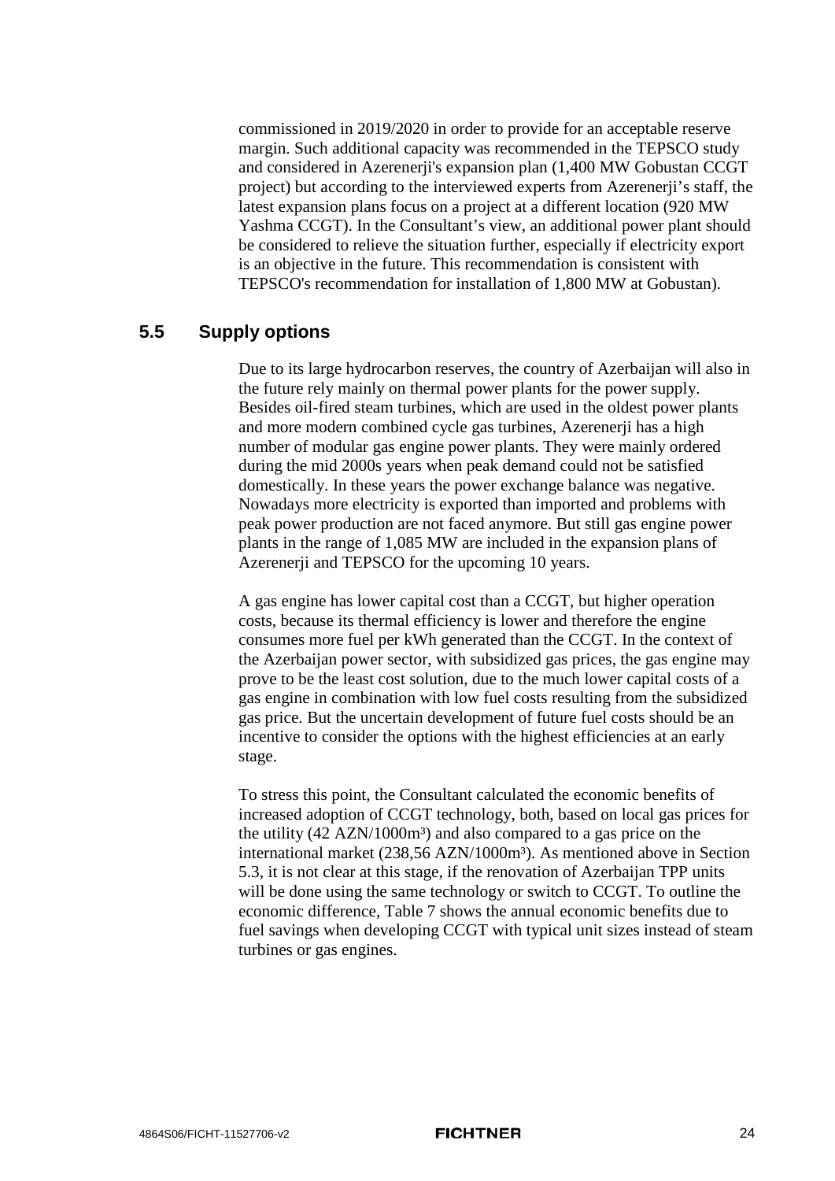commissioned in 2019/2020 in order to provide for an acceptable reserve margin. Such additional capacity was recommended in the TEPSCO study and considered in Azerenerji's expansion plan (1,400 MW Gobustan CCGT project) but according to the interviewed experts from Azerenerji's staff, the latest expansion plans focus on a project at a different location (920 MW Yashma CCGT). In the Consultant's view, an additional power plant should be considered to relieve the situation further, especially if electricity export is an objective in the future. This recommendation is consistent with TEPSCO's recommendation for installation of 1,800 MW at Gobustan).

## 5.5 Supply options

Due to its large hydrocarbon reserves, the country of Azerbaijan will also in the future rely mainly on thermal power plants for the power supply. Besides oil-fired steam turbines, which are used in the oldest power plants and more modern combined cycle gas turbines, Azerenerji has a high number of modular gas engine power plants. They were mainly ordered during the mid 2000s years when peak demand could not be satisfied domestically. In these years the power exchange balance was negative. Nowadays more electricity is exported than imported and problems with peak power production are not faced anymore. But still gas engine power plants in the range of 1,085 MW are included in the expansion plans of Azerenerji and TEPSCO for the upcoming 10 years.

A gas engine has lower capital cost than a CCGT, but higher operation costs, because its thermal efficiency is lower and therefore the engine consumes more fuel per kWh generated than the CCGT. In the context of the Azerbaijan power sector, with subsidized gas prices, the gas engine may prove to be the least cost solution, due to the much lower capital costs of a gas engine in combination with low fuel costs resulting from the subsidized gas price. But the uncertain development of future fuel costs should be an incentive to consider the options with the highest efficiencies at an early stage.

To stress this point, the Consultant calculated the economic benefits of increased adoption of CCGT technology, both, based on local gas prices for the utility (42 AZN/1000m³) and also compared to a gas price on the international market (238,56 AZN/1000m³). As mentioned above in Section 5.3, it is not clear at this stage, if the renovation of Azerbaijan TPP units will be done using the same technology or switch to CCGT. To outline the economic difference, Table 7 shows the annual economic benefits due to fuel savings when developing CCGT with typical unit sizes instead of steam turbines or gas engines.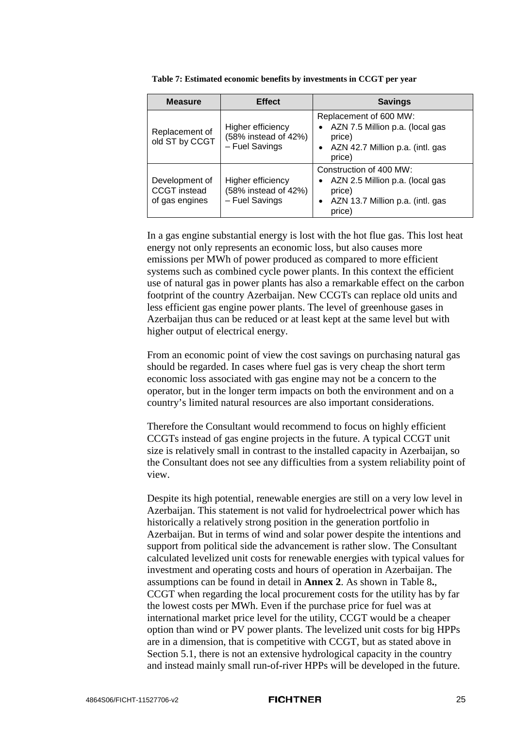**Table 7: Estimated economic benefits by investments in CCGT per year**

| Measure | Effect | Savings |
|---|---|---|
| Replacement of old ST by CCGT | Higher efficiency (58% instead of 42%) – Fuel Savings | Replacement of 600 MW:<br>• AZN 7.5 Million p.a. (local gas price)<br>• AZN 42.7 Million p.a. (intl. gas price) |
| Development of CCGT instead of gas engines | Higher efficiency (58% instead of 42%) – Fuel Savings | Construction of 400 MW:<br>• AZN 2.5 Million p.a. (local gas price)<br>• AZN 13.7 Million p.a. (intl. gas price) |

In a gas engine substantial energy is lost with the hot flue gas. This lost heat energy not only represents an economic loss, but also causes more emissions per MWh of power produced as compared to more efficient systems such as combined cycle power plants. In this context the efficient use of natural gas in power plants has also a remarkable effect on the carbon footprint of the country Azerbaijan. New CCGTs can replace old units and less efficient gas engine power plants. The level of greenhouse gases in Azerbaijan thus can be reduced or at least kept at the same level but with higher output of electrical energy.

From an economic point of view the cost savings on purchasing natural gas should be regarded. In cases where fuel gas is very cheap the short term economic loss associated with gas engine may not be a concern to the operator, but in the longer term impacts on both the environment and on a country's limited natural resources are also important considerations.

Therefore the Consultant would recommend to focus on highly efficient CCGTs instead of gas engine projects in the future. A typical CCGT unit size is relatively small in contrast to the installed capacity in Azerbaijan, so the Consultant does not see any difficulties from a system reliability point of view.

Despite its high potential, renewable energies are still on a very low level in Azerbaijan. This statement is not valid for hydroelectrical power which has historically a relatively strong position in the generation portfolio in Azerbaijan. But in terms of wind and solar power despite the intentions and support from political side the advancement is rather slow. The Consultant calculated levelized unit costs for renewable energies with typical values for investment and operating costs and hours of operation in Azerbaijan. The assumptions can be found in detail in **Annex 2**. As shown in Table 8**.**, CCGT when regarding the local procurement costs for the utility has by far the lowest costs per MWh. Even if the purchase price for fuel was at international market price level for the utility, CCGT would be a cheaper option than wind or PV power plants. The levelized unit costs for big HPPs are in a dimension, that is competitive with CCGT, but as stated above in Section 5.1, there is not an extensive hydrological capacity in the country and instead mainly small run-of-river HPPs will be developed in the future.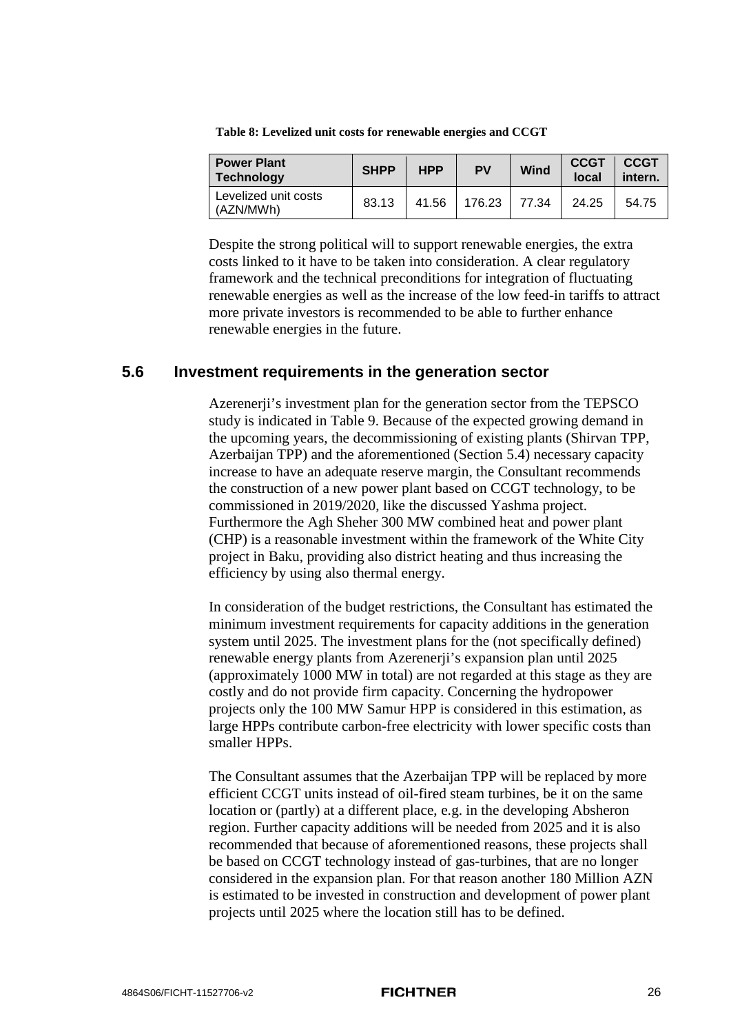**Table 8: Levelized unit costs for renewable energies and CCGT**

| Power Plant Technology | SHPP | HPP | PV | Wind | CCGT local | CCGT intern. |
|---|---|---|---|---|---|---|
| Levelized unit costs (AZN/MWh) | 83.13 | 41.56 | 176.23 | 77.34 | 24.25 | 54.75 |

Despite the strong political will to support renewable energies, the extra costs linked to it have to be taken into consideration. A clear regulatory framework and the technical preconditions for integration of fluctuating renewable energies as well as the increase of the low feed-in tariffs to attract more private investors is recommended to be able to further enhance renewable energies in the future.

## 5.6 Investment requirements in the generation sector

Azerenerji's investment plan for the generation sector from the TEPSCO study is indicated in Table 9. Because of the expected growing demand in the upcoming years, the decommissioning of existing plants (Shirvan TPP, Azerbaijan TPP) and the aforementioned (Section 5.4) necessary capacity increase to have an adequate reserve margin, the Consultant recommends the construction of a new power plant based on CCGT technology, to be commissioned in 2019/2020, like the discussed Yashma project. Furthermore the Agh Sheher 300 MW combined heat and power plant (CHP) is a reasonable investment within the framework of the White City project in Baku, providing also district heating and thus increasing the efficiency by using also thermal energy.

In consideration of the budget restrictions, the Consultant has estimated the minimum investment requirements for capacity additions in the generation system until 2025. The investment plans for the (not specifically defined) renewable energy plants from Azerenerji's expansion plan until 2025 (approximately 1000 MW in total) are not regarded at this stage as they are costly and do not provide firm capacity. Concerning the hydropower projects only the 100 MW Samur HPP is considered in this estimation, as large HPPs contribute carbon-free electricity with lower specific costs than smaller HPPs.

The Consultant assumes that the Azerbaijan TPP will be replaced by more efficient CCGT units instead of oil-fired steam turbines, be it on the same location or (partly) at a different place, e.g. in the developing Absheron region. Further capacity additions will be needed from 2025 and it is also recommended that because of aforementioned reasons, these projects shall be based on CCGT technology instead of gas-turbines, that are no longer considered in the expansion plan. For that reason another 180 Million AZN is estimated to be invested in construction and development of power plant projects until 2025 where the location still has to be defined.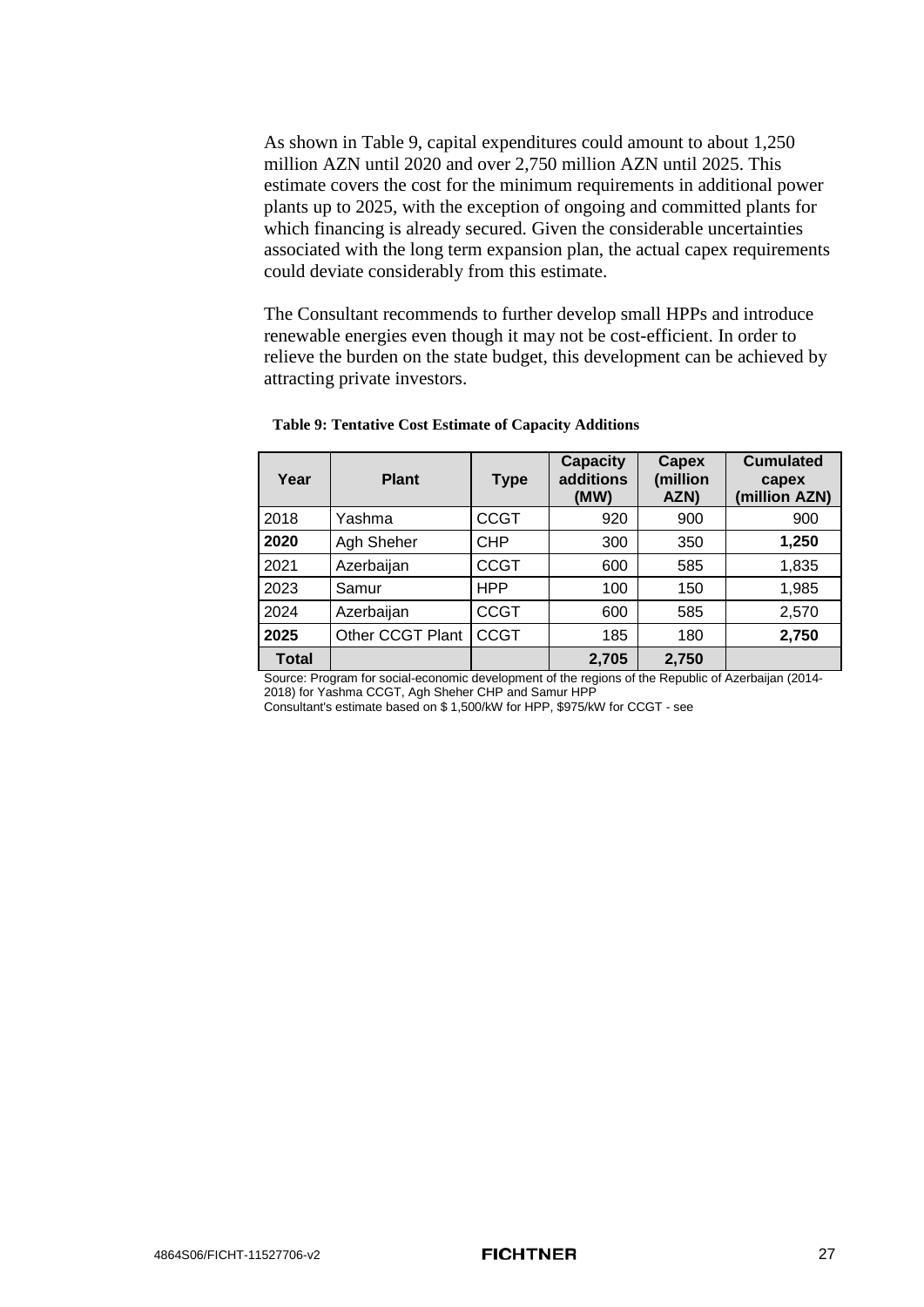As shown in Table 9, capital expenditures could amount to about 1,250 million AZN until 2020 and over 2,750 million AZN until 2025. This estimate covers the cost for the minimum requirements in additional power plants up to 2025, with the exception of ongoing and committed plants for which financing is already secured. Given the considerable uncertainties associated with the long term expansion plan, the actual capex requirements could deviate considerably from this estimate.

The Consultant recommends to further develop small HPPs and introduce renewable energies even though it may not be cost-efficient. In order to relieve the burden on the state budget, this development can be achieved by attracting private investors.

**Table 9: Tentative Cost Estimate of Capacity Additions**

| Year | Plant | Type | Capacity additions (MW) | Capex (million AZN) | Cumulated capex (million AZN) |
|---|---|---|---|---|---|
| 2018 | Yashma | CCGT | 920 | 900 | 900 |
| **2020** | Agh Sheher | CHP | 300 | 350 | **1,250** |
| 2021 | Azerbaijan | CCGT | 600 | 585 | 1,835 |
| 2023 | Samur | HPP | 100 | 150 | 1,985 |
| 2024 | Azerbaijan | CCGT | 600 | 585 | 2,570 |
| **2025** | Other CCGT Plant | CCGT | 185 | 180 | **2,750** |
| **Total** | | | **2,705** | **2,750** | |

Source: Program for social-economic development of the regions of the Republic of Azerbaijan (2014-2018) for Yashma CCGT, Agh Sheher CHP and Samur HPP

Consultant's estimate based on $ 1,500/kW for HPP, $975/kW for CCGT - see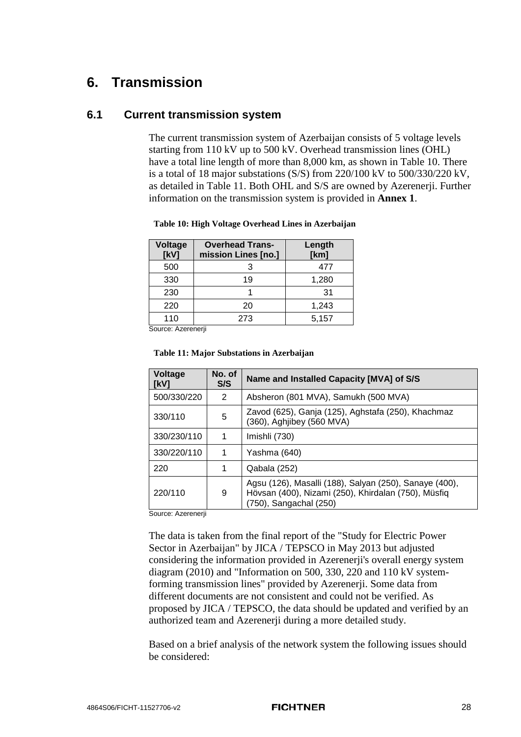# 6. Transmission

## 6.1 Current transmission system

The current transmission system of Azerbaijan consists of 5 voltage levels starting from 110 kV up to 500 kV. Overhead transmission lines (OHL) have a total line length of more than 8,000 km, as shown in Table 10. There is a total of 18 major substations (S/S) from 220/100 kV to 500/330/220 kV, as detailed in Table 11. Both OHL and S/S are owned by Azerenerji. Further information on the transmission system is provided in **Annex 1**.

**Table 10: High Voltage Overhead Lines in Azerbaijan**

| Voltage [kV] | Overhead Transmission Lines [no.] | Length [km] |
|---|---|---|
| 500 | 3 | 477 |
| 330 | 19 | 1,280 |
| 230 | 1 | 31 |
| 220 | 20 | 1,243 |
| 110 | 273 | 5,157 |

Source: Azerenerji

**Table 11: Major Substations in Azerbaijan**

| Voltage [kV] | No. of S/S | Name and Installed Capacity [MVA] of S/S |
|---|---|---|
| 500/330/220 | 2 | Absheron (801 MVA), Samukh (500 MVA) |
| 330/110 | 5 | Zavod (625), Ganja (125), Aghstafa (250), Khachmaz (360), Aghjibey (560 MVA) |
| 330/230/110 | 1 | Imishli (730) |
| 330/220/110 | 1 | Yashma (640) |
| 220 | 1 | Qabala (252) |
| 220/110 | 9 | Agsu (126), Masalli (188), Salyan (250), Sanaye (400), Hövsan (400), Nizami (250), Khirdalan (750), Müsfiq (750), Sangachal (250) |

Source: Azerenerji

The data is taken from the final report of the "Study for Electric Power Sector in Azerbaijan" by JICA / TEPSCO in May 2013 but adjusted considering the information provided in Azerenerji's overall energy system diagram (2010) and "Information on 500, 330, 220 and 110 kV system-forming transmission lines" provided by Azerenerji. Some data from different documents are not consistent and could not be verified. As proposed by JICA / TEPSCO, the data should be updated and verified by an authorized team and Azerenerji during a more detailed study.

Based on a brief analysis of the network system the following issues should be considered: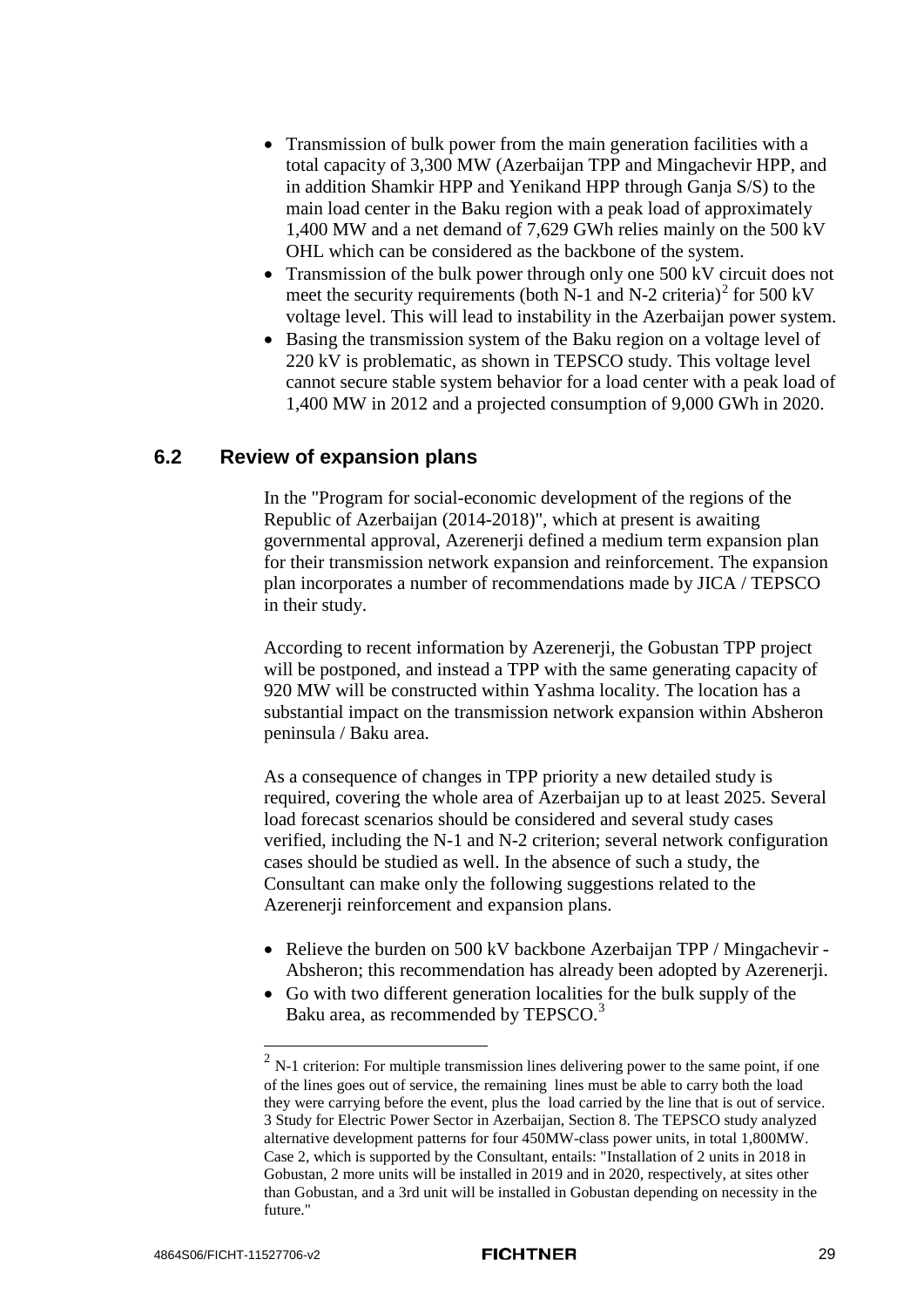- Transmission of bulk power from the main generation facilities with a total capacity of 3,300 MW (Azerbaijan TPP and Mingachevir HPP, and in addition Shamkir HPP and Yenikand HPP through Ganja S/S) to the main load center in the Baku region with a peak load of approximately 1,400 MW and a net demand of 7,629 GWh relies mainly on the 500 kV OHL which can be considered as the backbone of the system.
- Transmission of the bulk power through only one 500 kV circuit does not meet the security requirements (both N-1 and N-2 criteria)[2] for 500 kV voltage level. This will lead to instability in the Azerbaijan power system.
- Basing the transmission system of the Baku region on a voltage level of 220 kV is problematic, as shown in TEPSCO study. This voltage level cannot secure stable system behavior for a load center with a peak load of 1,400 MW in 2012 and a projected consumption of 9,000 GWh in 2020.

## 6.2 Review of expansion plans

In the "Program for social-economic development of the regions of the Republic of Azerbaijan (2014-2018)", which at present is awaiting governmental approval, Azerenerji defined a medium term expansion plan for their transmission network expansion and reinforcement. The expansion plan incorporates a number of recommendations made by JICA / TEPSCO in their study.

According to recent information by Azerenerji, the Gobustan TPP project will be postponed, and instead a TPP with the same generating capacity of 920 MW will be constructed within Yashma locality. The location has a substantial impact on the transmission network expansion within Absheron peninsula / Baku area.

As a consequence of changes in TPP priority a new detailed study is required, covering the whole area of Azerbaijan up to at least 2025. Several load forecast scenarios should be considered and several study cases verified, including the N-1 and N-2 criterion; several network configuration cases should be studied as well. In the absence of such a study, the Consultant can make only the following suggestions related to the Azerenerji reinforcement and expansion plans.

- Relieve the burden on 500 kV backbone Azerbaijan TPP / Mingachevir - Absheron; this recommendation has already been adopted by Azerenerji.
- Go with two different generation localities for the bulk supply of the Baku area, as recommended by TEPSCO.[3]

---

[2] N-1 criterion: For multiple transmission lines delivering power to the same point, if one of the lines goes out of service, the remaining lines must be able to carry both the load they were carrying before the event, plus the load carried by the line that is out of service.

[3] Study for Electric Power Sector in Azerbaijan, Section 8. The TEPSCO study analyzed alternative development patterns for four 450MW-class power units, in total 1,800MW. Case 2, which is supported by the Consultant, entails: "Installation of 2 units in 2018 in Gobustan, 2 more units will be installed in 2019 and in 2020, respectively, at sites other than Gobustan, and a 3rd unit will be installed in Gobustan depending on necessity in the future."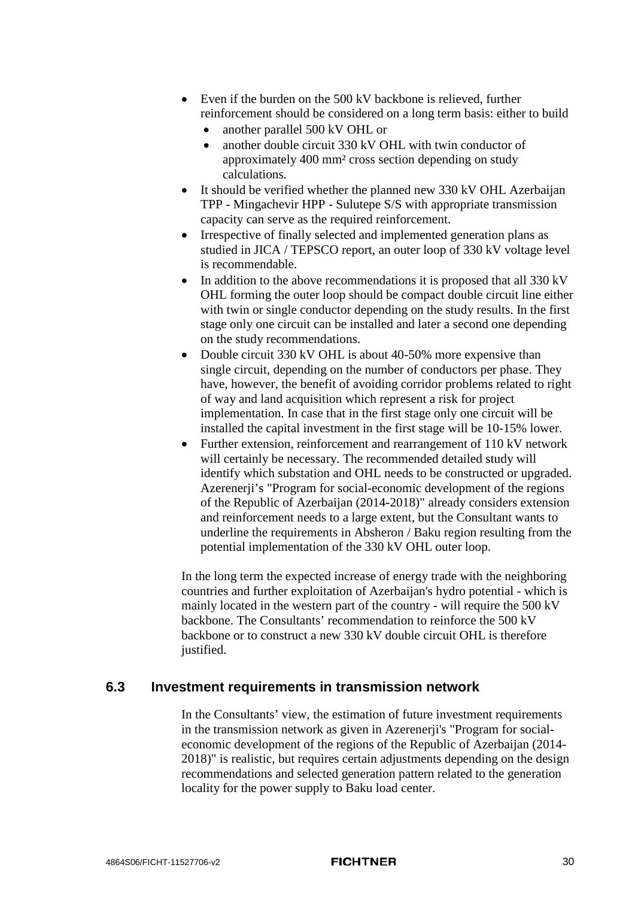- Even if the burden on the 500 kV backbone is relieved, further reinforcement should be considered on a long term basis: either to build
  - another parallel 500 kV OHL or
  - another double circuit 330 kV OHL with twin conductor of approximately 400 mm² cross section depending on study calculations.
- It should be verified whether the planned new 330 kV OHL Azerbaijan TPP - Mingachevir HPP - Sulutepe S/S with appropriate transmission capacity can serve as the required reinforcement.
- Irrespective of finally selected and implemented generation plans as studied in JICA / TEPSCO report, an outer loop of 330 kV voltage level is recommendable.
- In addition to the above recommendations it is proposed that all 330 kV OHL forming the outer loop should be compact double circuit line either with twin or single conductor depending on the study results. In the first stage only one circuit can be installed and later a second one depending on the study recommendations.
- Double circuit 330 kV OHL is about 40-50% more expensive than single circuit, depending on the number of conductors per phase. They have, however, the benefit of avoiding corridor problems related to right of way and land acquisition which represent a risk for project implementation. In case that in the first stage only one circuit will be installed the capital investment in the first stage will be 10-15% lower.
- Further extension, reinforcement and rearrangement of 110 kV network will certainly be necessary. The recommended detailed study will identify which substation and OHL needs to be constructed or upgraded. Azerenerji's "Program for social-economic development of the regions of the Republic of Azerbaijan (2014-2018)" already considers extension and reinforcement needs to a large extent, but the Consultant wants to underline the requirements in Absheron / Baku region resulting from the potential implementation of the 330 kV OHL outer loop.

In the long term the expected increase of energy trade with the neighboring countries and further exploitation of Azerbaijan's hydro potential - which is mainly located in the western part of the country - will require the 500 kV backbone. The Consultants' recommendation to reinforce the 500 kV backbone or to construct a new 330 kV double circuit OHL is therefore justified.

## 6.3 Investment requirements in transmission network

In the Consultants' view, the estimation of future investment requirements in the transmission network as given in Azerenerji's "Program for social-economic development of the regions of the Republic of Azerbaijan (2014-2018)" is realistic, but requires certain adjustments depending on the design recommendations and selected generation pattern related to the generation locality for the power supply to Baku load center.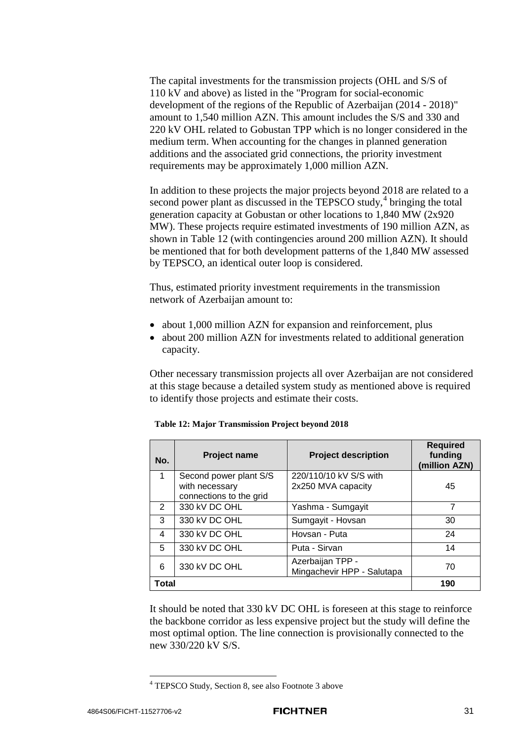The capital investments for the transmission projects (OHL and S/S of 110 kV and above) as listed in the "Program for social-economic development of the regions of the Republic of Azerbaijan (2014 - 2018)" amount to 1,540 million AZN. This amount includes the S/S and 330 and 220 kV OHL related to Gobustan TPP which is no longer considered in the medium term. When accounting for the changes in planned generation additions and the associated grid connections, the priority investment requirements may be approximately 1,000 million AZN.

In addition to these projects the major projects beyond 2018 are related to a second power plant as discussed in the TEPSCO study,[4] bringing the total generation capacity at Gobustan or other locations to 1,840 MW (2x920 MW). These projects require estimated investments of 190 million AZN, as shown in Table 12 (with contingencies around 200 million AZN). It should be mentioned that for both development patterns of the 1,840 MW assessed by TEPSCO, an identical outer loop is considered.

Thus, estimated priority investment requirements in the transmission network of Azerbaijan amount to:

- about 1,000 million AZN for expansion and reinforcement, plus
- about 200 million AZN for investments related to additional generation capacity.

Other necessary transmission projects all over Azerbaijan are not considered at this stage because a detailed system study as mentioned above is required to identify those projects and estimate their costs.

**Table 12: Major Transmission Project beyond 2018**

| No. | Project name | Project description | Required funding (million AZN) |
|---|---|---|---|
| 1 | Second power plant S/S with necessary connections to the grid | 220/110/10 kV S/S with 2x250 MVA capacity | 45 |
| 2 | 330 kV DC OHL | Yashma - Sumgayit | 7 |
| 3 | 330 kV DC OHL | Sumgayit - Hovsan | 30 |
| 4 | 330 kV DC OHL | Hovsan - Puta | 24 |
| 5 | 330 kV DC OHL | Puta - Sirvan | 14 |
| 6 | 330 kV DC OHL | Azerbaijan TPP - Mingachevir HPP - Salutapa | 70 |
| **Total** | | | **190** |

It should be noted that 330 kV DC OHL is foreseen at this stage to reinforce the backbone corridor as less expensive project but the study will define the most optimal option. The line connection is provisionally connected to the new 330/220 kV S/S.

[4] TEPSCO Study, Section 8, see also Footnote 3 above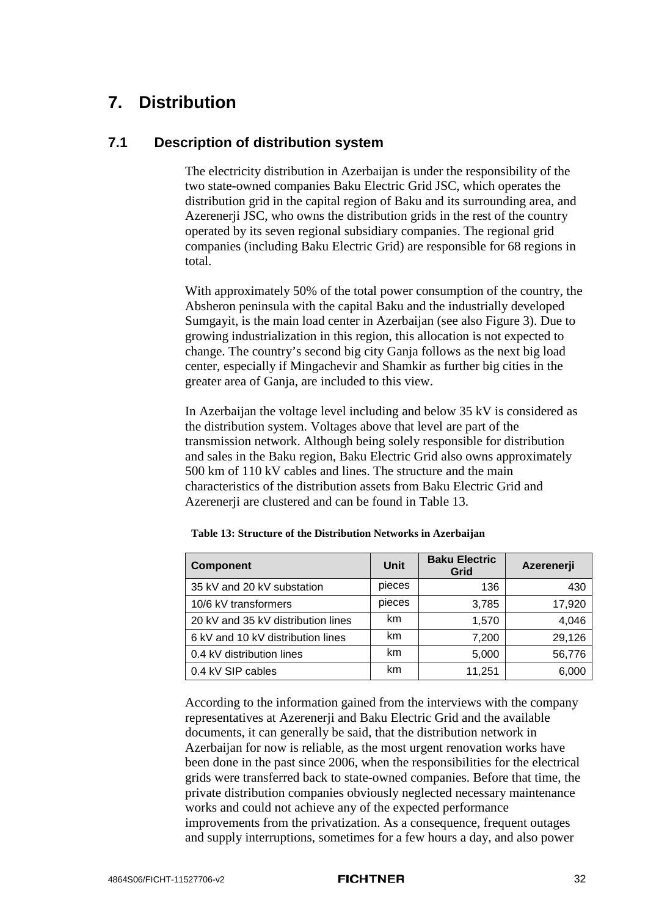# 7. Distribution

## 7.1 Description of distribution system

The electricity distribution in Azerbaijan is under the responsibility of the two state-owned companies Baku Electric Grid JSC, which operates the distribution grid in the capital region of Baku and its surrounding area, and Azerenerji JSC, who owns the distribution grids in the rest of the country operated by its seven regional subsidiary companies. The regional grid companies (including Baku Electric Grid) are responsible for 68 regions in total.

With approximately 50% of the total power consumption of the country, the Absheron peninsula with the capital Baku and the industrially developed Sumgayit, is the main load center in Azerbaijan (see also Figure 3). Due to growing industrialization in this region, this allocation is not expected to change. The country's second big city Ganja follows as the next big load center, especially if Mingachevir and Shamkir as further big cities in the greater area of Ganja, are included to this view.

In Azerbaijan the voltage level including and below 35 kV is considered as the distribution system. Voltages above that level are part of the transmission network. Although being solely responsible for distribution and sales in the Baku region, Baku Electric Grid also owns approximately 500 km of 110 kV cables and lines. The structure and the main characteristics of the distribution assets from Baku Electric Grid and Azerenerji are clustered and can be found in Table 13.

**Table 13: Structure of the Distribution Networks in Azerbaijan**

| Component | Unit | Baku Electric Grid | Azerenerji |
|---|---|---|---|
| 35 kV and 20 kV substation | pieces | 136 | 430 |
| 10/6 kV transformers | pieces | 3,785 | 17,920 |
| 20 kV and 35 kV distribution lines | km | 1,570 | 4,046 |
| 6 kV and 10 kV distribution lines | km | 7,200 | 29,126 |
| 0.4 kV distribution lines | km | 5,000 | 56,776 |
| 0.4 kV SIP cables | km | 11,251 | 6,000 |

According to the information gained from the interviews with the company representatives at Azerenerji and Baku Electric Grid and the available documents, it can generally be said, that the distribution network in Azerbaijan for now is reliable, as the most urgent renovation works have been done in the past since 2006, when the responsibilities for the electrical grids were transferred back to state-owned companies. Before that time, the private distribution companies obviously neglected necessary maintenance works and could not achieve any of the expected performance improvements from the privatization. As a consequence, frequent outages and supply interruptions, sometimes for a few hours a day, and also power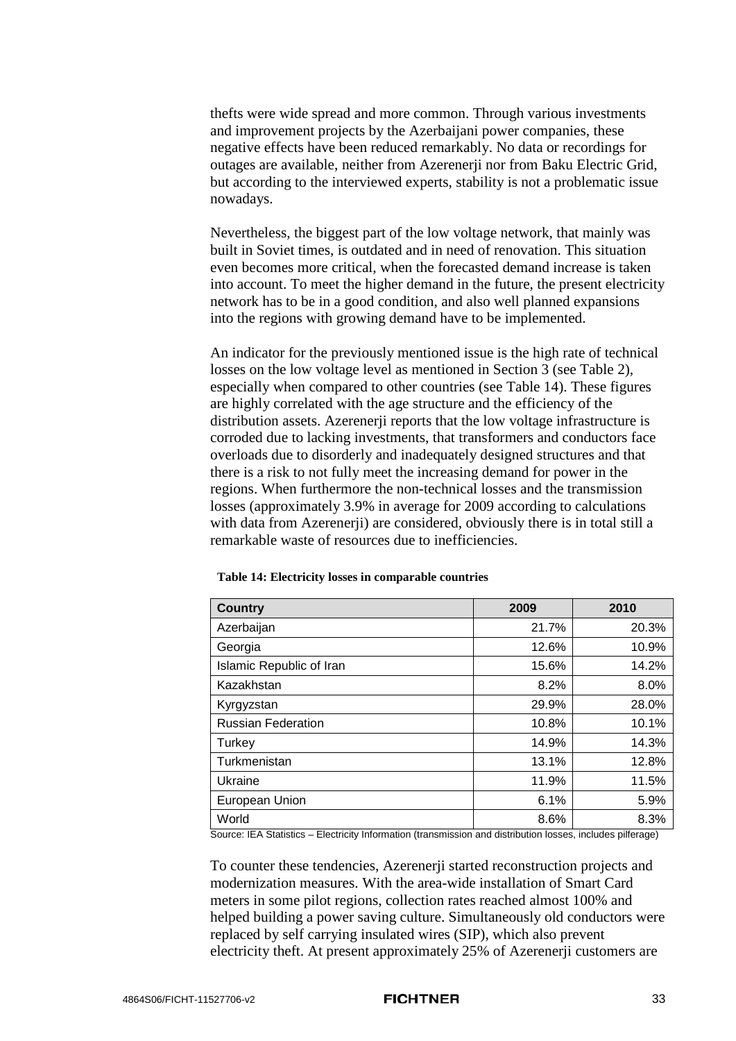thefts were wide spread and more common. Through various investments and improvement projects by the Azerbaijani power companies, these negative effects have been reduced remarkably. No data or recordings for outages are available, neither from Azerenerji nor from Baku Electric Grid, but according to the interviewed experts, stability is not a problematic issue nowadays.

Nevertheless, the biggest part of the low voltage network, that mainly was built in Soviet times, is outdated and in need of renovation. This situation even becomes more critical, when the forecasted demand increase is taken into account. To meet the higher demand in the future, the present electricity network has to be in a good condition, and also well planned expansions into the regions with growing demand have to be implemented.

An indicator for the previously mentioned issue is the high rate of technical losses on the low voltage level as mentioned in Section 3 (see Table 2), especially when compared to other countries (see Table 14). These figures are highly correlated with the age structure and the efficiency of the distribution assets. Azerenerji reports that the low voltage infrastructure is corroded due to lacking investments, that transformers and conductors face overloads due to disorderly and inadequately designed structures and that there is a risk to not fully meet the increasing demand for power in the regions. When furthermore the non-technical losses and the transmission losses (approximately 3.9% in average for 2009 according to calculations with data from Azerenerji) are considered, obviously there is in total still a remarkable waste of resources due to inefficiencies.

**Table 14: Electricity losses in comparable countries**

| Country | 2009 | 2010 |
|---|---|---|
| Azerbaijan | 21.7% | 20.3% |
| Georgia | 12.6% | 10.9% |
| Islamic Republic of Iran | 15.6% | 14.2% |
| Kazakhstan | 8.2% | 8.0% |
| Kyrgyzstan | 29.9% | 28.0% |
| Russian Federation | 10.8% | 10.1% |
| Turkey | 14.9% | 14.3% |
| Turkmenistan | 13.1% | 12.8% |
| Ukraine | 11.9% | 11.5% |
| European Union | 6.1% | 5.9% |
| World | 8.6% | 8.3% |

Source: IEA Statistics – Electricity Information (transmission and distribution losses, includes pilferage)

To counter these tendencies, Azerenerji started reconstruction projects and modernization measures. With the area-wide installation of Smart Card meters in some pilot regions, collection rates reached almost 100% and helped building a power saving culture. Simultaneously old conductors were replaced by self carrying insulated wires (SIP), which also prevent electricity theft. At present approximately 25% of Azerenerji customers are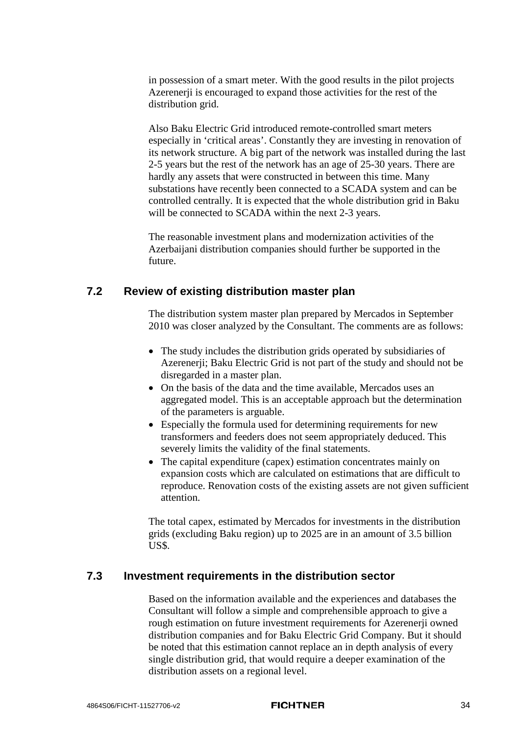in possession of a smart meter. With the good results in the pilot projects Azerenerji is encouraged to expand those activities for the rest of the distribution grid.

Also Baku Electric Grid introduced remote-controlled smart meters especially in 'critical areas'. Constantly they are investing in renovation of its network structure. A big part of the network was installed during the last 2-5 years but the rest of the network has an age of 25-30 years. There are hardly any assets that were constructed in between this time. Many substations have recently been connected to a SCADA system and can be controlled centrally. It is expected that the whole distribution grid in Baku will be connected to SCADA within the next 2-3 years.

The reasonable investment plans and modernization activities of the Azerbaijani distribution companies should further be supported in the future.

## 7.2 Review of existing distribution master plan

The distribution system master plan prepared by Mercados in September 2010 was closer analyzed by the Consultant. The comments are as follows:

- The study includes the distribution grids operated by subsidiaries of Azerenerji; Baku Electric Grid is not part of the study and should not be disregarded in a master plan.
- On the basis of the data and the time available, Mercados uses an aggregated model. This is an acceptable approach but the determination of the parameters is arguable.
- Especially the formula used for determining requirements for new transformers and feeders does not seem appropriately deduced. This severely limits the validity of the final statements.
- The capital expenditure (capex) estimation concentrates mainly on expansion costs which are calculated on estimations that are difficult to reproduce. Renovation costs of the existing assets are not given sufficient attention.

The total capex, estimated by Mercados for investments in the distribution grids (excluding Baku region) up to 2025 are in an amount of 3.5 billion US$.

## 7.3 Investment requirements in the distribution sector

Based on the information available and the experiences and databases the Consultant will follow a simple and comprehensible approach to give a rough estimation on future investment requirements for Azerenerji owned distribution companies and for Baku Electric Grid Company. But it should be noted that this estimation cannot replace an in depth analysis of every single distribution grid, that would require a deeper examination of the distribution assets on a regional level.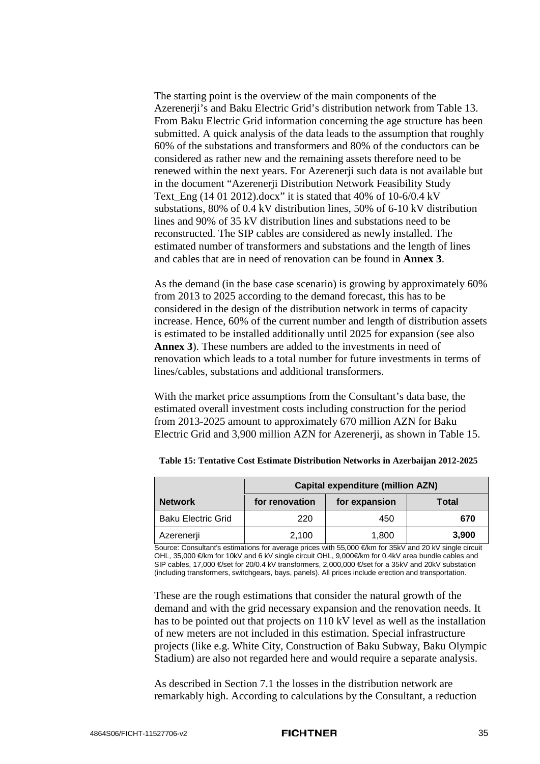The starting point is the overview of the main components of the Azerenerji's and Baku Electric Grid's distribution network from Table 13. From Baku Electric Grid information concerning the age structure has been submitted. A quick analysis of the data leads to the assumption that roughly 60% of the substations and transformers and 80% of the conductors can be considered as rather new and the remaining assets therefore need to be renewed within the next years. For Azerenerji such data is not available but in the document "Azerenerji Distribution Network Feasibility Study Text_Eng (14 01 2012).docx" it is stated that 40% of 10-6/0.4 kV substations, 80% of 0.4 kV distribution lines, 50% of 6-10 kV distribution lines and 90% of 35 kV distribution lines and substations need to be reconstructed. The SIP cables are considered as newly installed. The estimated number of transformers and substations and the length of lines and cables that are in need of renovation can be found in **Annex 3**.

As the demand (in the base case scenario) is growing by approximately 60% from 2013 to 2025 according to the demand forecast, this has to be considered in the design of the distribution network in terms of capacity increase. Hence, 60% of the current number and length of distribution assets is estimated to be installed additionally until 2025 for expansion (see also **Annex 3**). These numbers are added to the investments in need of renovation which leads to a total number for future investments in terms of lines/cables, substations and additional transformers.

With the market price assumptions from the Consultant's data base, the estimated overall investment costs including construction for the period from 2013-2025 amount to approximately 670 million AZN for Baku Electric Grid and 3,900 million AZN for Azerenerji, as shown in Table 15.

**Table 15: Tentative Cost Estimate Distribution Networks in Azerbaijan 2012-2025**

| | Capital expenditure (million AZN) | | |
|---|---|---|---|
| **Network** | **for renovation** | **for expansion** | **Total** |
| Baku Electric Grid | 220 | 450 | **670** |
| Azerenerji | 2,100 | 1,800 | **3,900** |

Source: Consultant's estimations for average prices with 55,000 €/km for 35kV and 20 kV single circuit OHL, 35,000 €/km for 10kV and 6 kV single circuit OHL, 9,000€/km for 0.4kV area bundle cables and SIP cables, 17,000 €/set for 20/0.4 kV transformers, 2,000,000 €/set for a 35kV and 20kV substation (including transformers, switchgears, bays, panels). All prices include erection and transportation.

These are the rough estimations that consider the natural growth of the demand and with the grid necessary expansion and the renovation needs. It has to be pointed out that projects on 110 kV level as well as the installation of new meters are not included in this estimation. Special infrastructure projects (like e.g. White City, Construction of Baku Subway, Baku Olympic Stadium) are also not regarded here and would require a separate analysis.

As described in Section 7.1 the losses in the distribution network are remarkably high. According to calculations by the Consultant, a reduction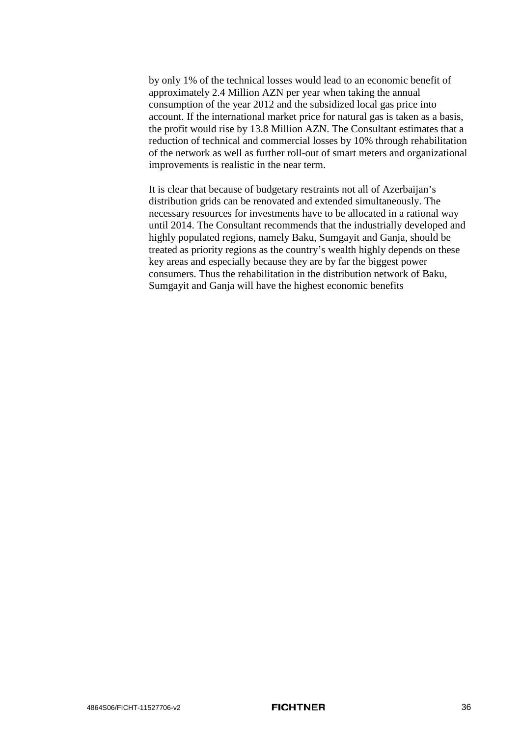by only 1% of the technical losses would lead to an economic benefit of approximately 2.4 Million AZN per year when taking the annual consumption of the year 2012 and the subsidized local gas price into account. If the international market price for natural gas is taken as a basis, the profit would rise by 13.8 Million AZN. The Consultant estimates that a reduction of technical and commercial losses by 10% through rehabilitation of the network as well as further roll-out of smart meters and organizational improvements is realistic in the near term.

It is clear that because of budgetary restraints not all of Azerbaijan's distribution grids can be renovated and extended simultaneously. The necessary resources for investments have to be allocated in a rational way until 2014. The Consultant recommends that the industrially developed and highly populated regions, namely Baku, Sumgayit and Ganja, should be treated as priority regions as the country's wealth highly depends on these key areas and especially because they are by far the biggest power consumers. Thus the rehabilitation in the distribution network of Baku, Sumgayit and Ganja will have the highest economic benefits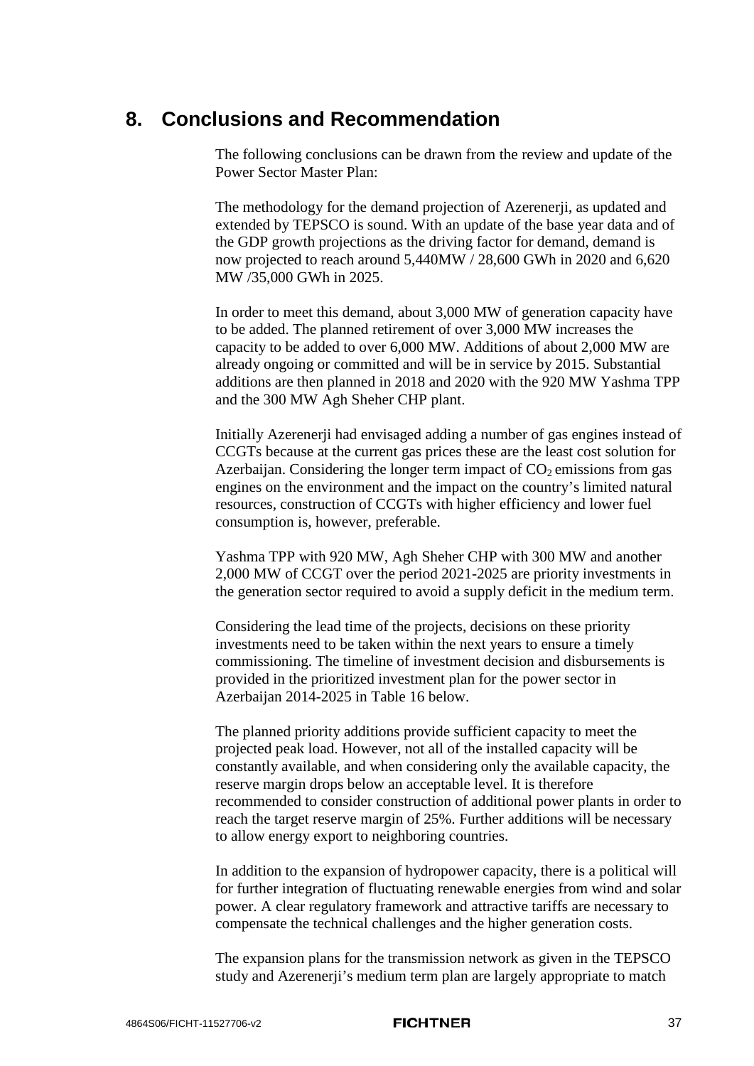# 8. Conclusions and Recommendation

The following conclusions can be drawn from the review and update of the Power Sector Master Plan:

The methodology for the demand projection of Azerenerji, as updated and extended by TEPSCO is sound. With an update of the base year data and of the GDP growth projections as the driving factor for demand, demand is now projected to reach around 5,440MW / 28,600 GWh in 2020 and 6,620 MW /35,000 GWh in 2025.

In order to meet this demand, about 3,000 MW of generation capacity have to be added. The planned retirement of over 3,000 MW increases the capacity to be added to over 6,000 MW. Additions of about 2,000 MW are already ongoing or committed and will be in service by 2015. Substantial additions are then planned in 2018 and 2020 with the 920 MW Yashma TPP and the 300 MW Agh Sheher CHP plant.

Initially Azerenerji had envisaged adding a number of gas engines instead of CCGTs because at the current gas prices these are the least cost solution for Azerbaijan. Considering the longer term impact of $CO_2$ emissions from gas engines on the environment and the impact on the country's limited natural resources, construction of CCGTs with higher efficiency and lower fuel consumption is, however, preferable.

Yashma TPP with 920 MW, Agh Sheher CHP with 300 MW and another 2,000 MW of CCGT over the period 2021-2025 are priority investments in the generation sector required to avoid a supply deficit in the medium term.

Considering the lead time of the projects, decisions on these priority investments need to be taken within the next years to ensure a timely commissioning. The timeline of investment decision and disbursements is provided in the prioritized investment plan for the power sector in Azerbaijan 2014-2025 in Table 16 below.

The planned priority additions provide sufficient capacity to meet the projected peak load. However, not all of the installed capacity will be constantly available, and when considering only the available capacity, the reserve margin drops below an acceptable level. It is therefore recommended to consider construction of additional power plants in order to reach the target reserve margin of 25%. Further additions will be necessary to allow energy export to neighboring countries.

In addition to the expansion of hydropower capacity, there is a political will for further integration of fluctuating renewable energies from wind and solar power. A clear regulatory framework and attractive tariffs are necessary to compensate the technical challenges and the higher generation costs.

The expansion plans for the transmission network as given in the TEPSCO study and Azerenerji's medium term plan are largely appropriate to match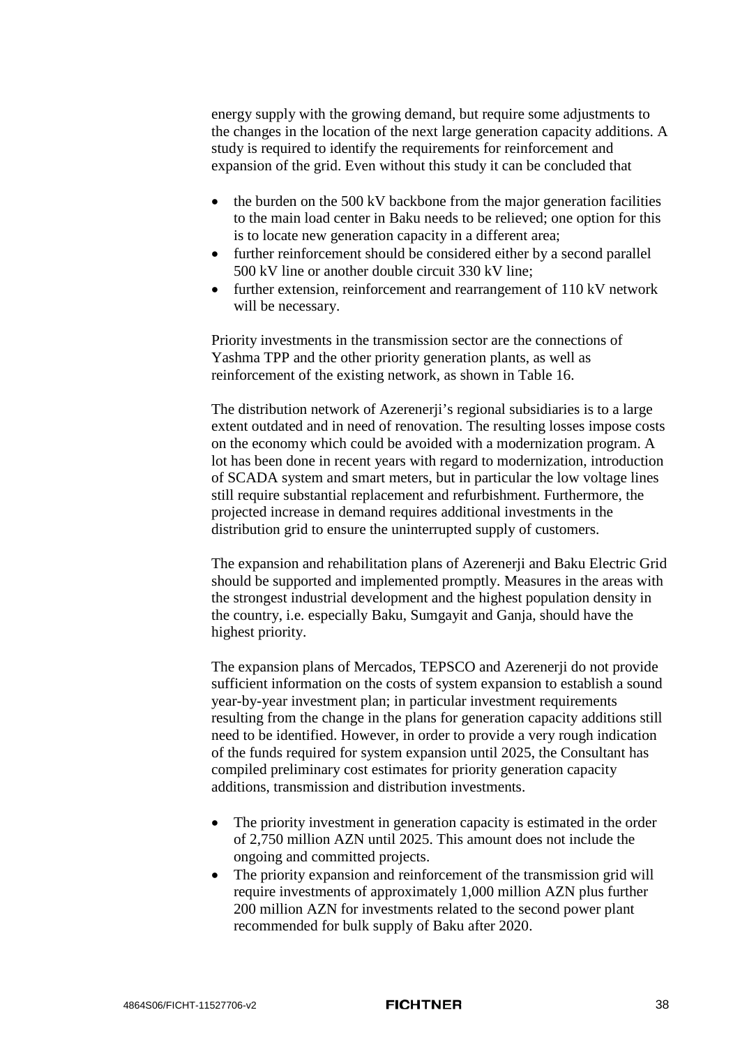energy supply with the growing demand, but require some adjustments to the changes in the location of the next large generation capacity additions. A study is required to identify the requirements for reinforcement and expansion of the grid. Even without this study it can be concluded that

- the burden on the 500 kV backbone from the major generation facilities to the main load center in Baku needs to be relieved; one option for this is to locate new generation capacity in a different area;
- further reinforcement should be considered either by a second parallel 500 kV line or another double circuit 330 kV line;
- further extension, reinforcement and rearrangement of 110 kV network will be necessary.

Priority investments in the transmission sector are the connections of Yashma TPP and the other priority generation plants, as well as reinforcement of the existing network, as shown in Table 16.

The distribution network of Azerenerji's regional subsidiaries is to a large extent outdated and in need of renovation. The resulting losses impose costs on the economy which could be avoided with a modernization program. A lot has been done in recent years with regard to modernization, introduction of SCADA system and smart meters, but in particular the low voltage lines still require substantial replacement and refurbishment. Furthermore, the projected increase in demand requires additional investments in the distribution grid to ensure the uninterrupted supply of customers.

The expansion and rehabilitation plans of Azerenerji and Baku Electric Grid should be supported and implemented promptly. Measures in the areas with the strongest industrial development and the highest population density in the country, i.e. especially Baku, Sumgayit and Ganja, should have the highest priority.

The expansion plans of Mercados, TEPSCO and Azerenerji do not provide sufficient information on the costs of system expansion to establish a sound year-by-year investment plan; in particular investment requirements resulting from the change in the plans for generation capacity additions still need to be identified. However, in order to provide a very rough indication of the funds required for system expansion until 2025, the Consultant has compiled preliminary cost estimates for priority generation capacity additions, transmission and distribution investments.

- The priority investment in generation capacity is estimated in the order of 2,750 million AZN until 2025. This amount does not include the ongoing and committed projects.
- The priority expansion and reinforcement of the transmission grid will require investments of approximately 1,000 million AZN plus further 200 million AZN for investments related to the second power plant recommended for bulk supply of Baku after 2020.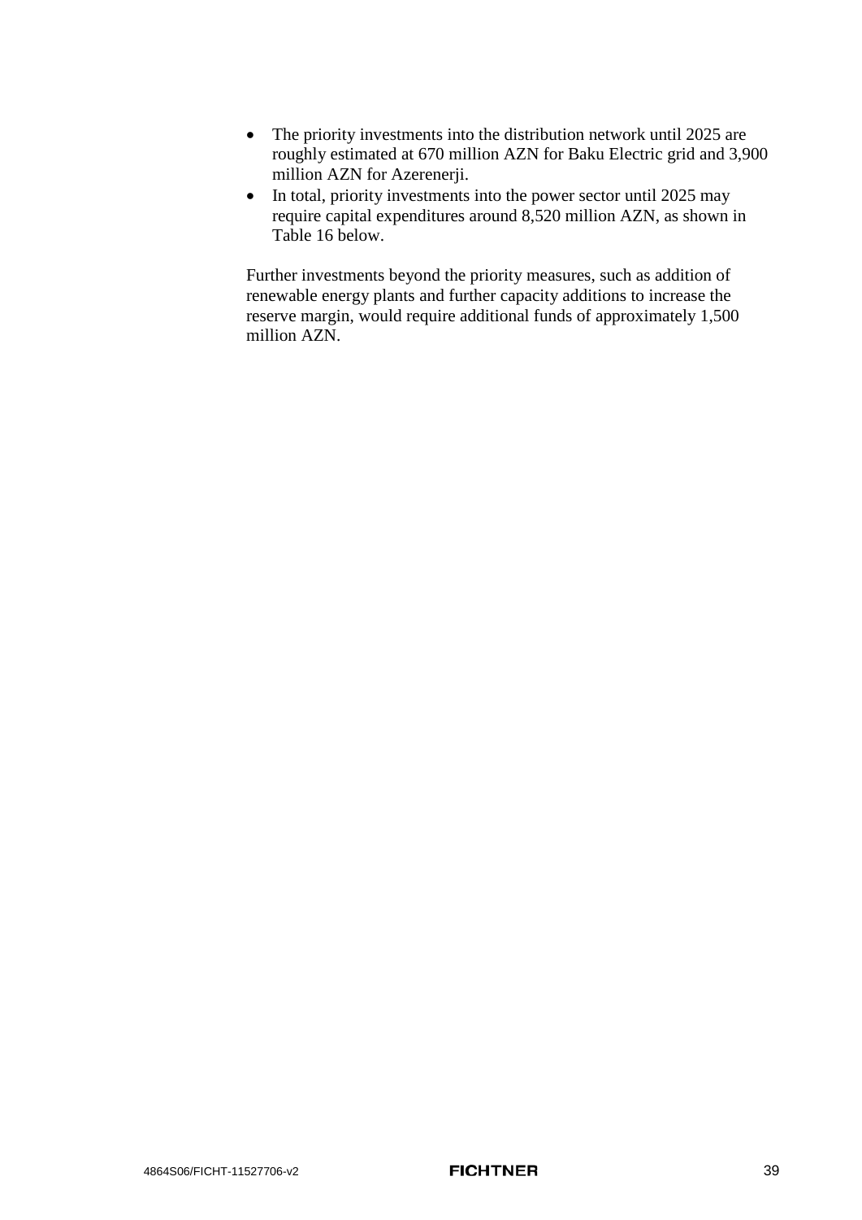- The priority investments into the distribution network until 2025 are roughly estimated at 670 million AZN for Baku Electric grid and 3,900 million AZN for Azerenerji.
- In total, priority investments into the power sector until 2025 may require capital expenditures around 8,520 million AZN, as shown in Table 16 below.

Further investments beyond the priority measures, such as addition of renewable energy plants and further capacity additions to increase the reserve margin, would require additional funds of approximately 1,500 million AZN.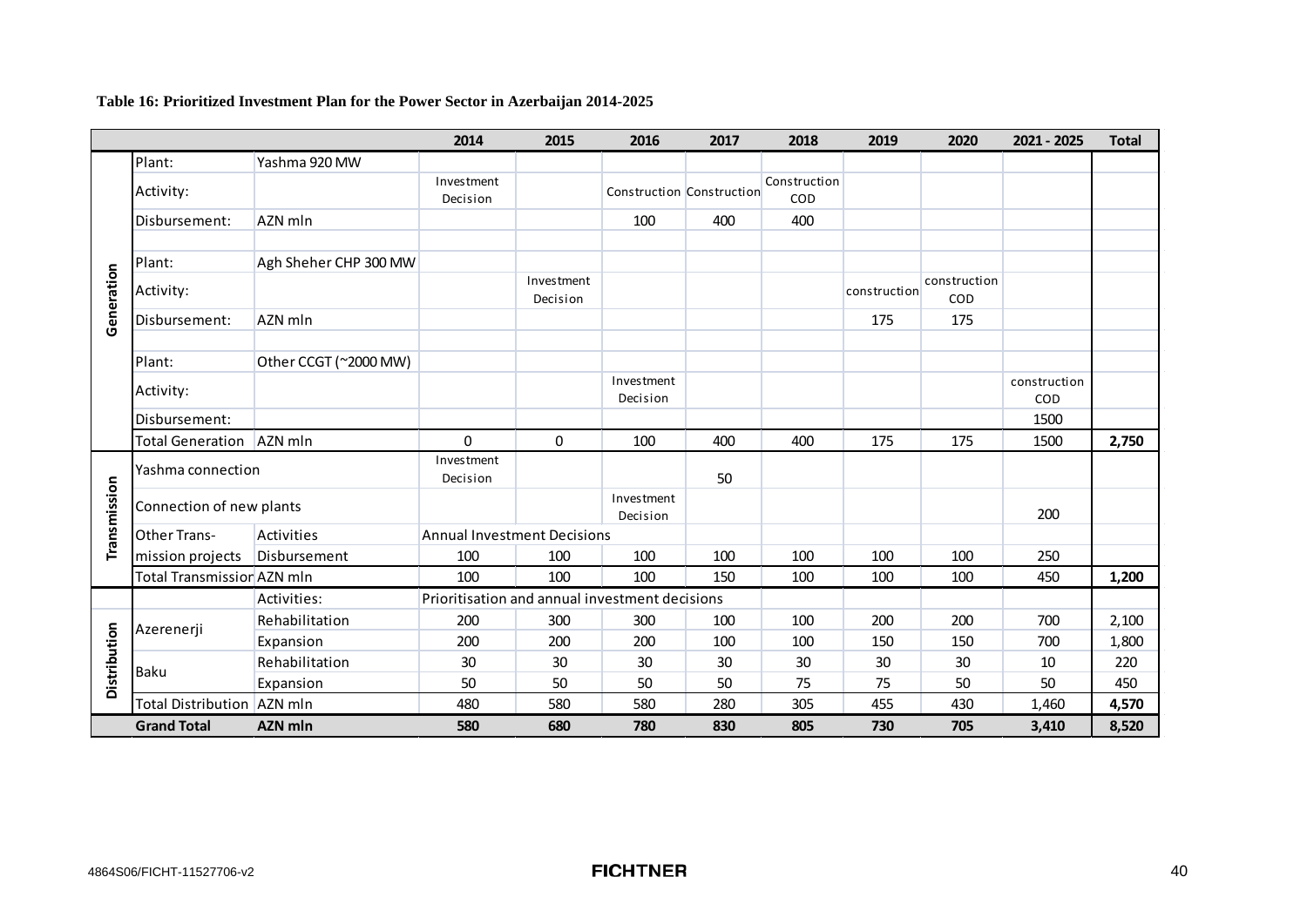**Table 16: Prioritized Investment Plan for the Power Sector in Azerbaijan 2014-2025**

| | | | 2014 | 2015 | 2016 | 2017 | 2018 | 2019 | 2020 | 2021 - 2025 | Total |
|---|---|---|---|---|---|---|---|---|---|---|---|
| Generation | Plant: | Yashma 920 MW | | | | | | | | | |
| | Activity: | | Investment Decision | | Construction | Construction | Construction COD | | | | |
| | Disbursement: | AZN mln | | | 100 | 400 | 400 | | | | |
| | | | | | | | | | | | |
| | Plant: | Agh Sheher CHP 300 MW | | | | | | | | | |
| | Activity: | | | Investment Decision | | | | construction | construction COD | | |
| | Disbursement: | AZN mln | | | | | | 175 | 175 | | |
| | | | | | | | | | | | |
| | Plant: | Other CCGT (~2000 MW) | | | | | | | | | |
| | Activity: | | | | Investment Decision | | | | | construction COD | |
| | Disbursement: | | | | | | | | | 1500 | |
| | Total Generation | AZN mln | 0 | 0 | 100 | 400 | 400 | 175 | 175 | 1500 | **2,750** |
| Transmission | Yashma connection | | Investment Decision | | | 50 | | | | | |
| | Connection of new plants | | | | Investment Decision | | | | | 200 | |
| | Other Trans- | Activities | Annual Investment Decisions | | | | | | | | |
| | mission projects | Disbursement | 100 | 100 | 100 | 100 | 100 | 100 | 100 | 250 | |
| | Total Transmission | AZN mln | 100 | 100 | 100 | 150 | 100 | 100 | 100 | 450 | **1,200** |
| Distribution | | Activities: | Prioritisation and annual investment decisions | | | | | | | | |
| | Azerenerji | Rehabilitation | 200 | 300 | 300 | 100 | 100 | 200 | 200 | 700 | 2,100 |
| | | Expansion | 200 | 200 | 200 | 100 | 100 | 150 | 150 | 700 | 1,800 |
| | Baku | Rehabilitation | 30 | 30 | 30 | 30 | 30 | 30 | 30 | 10 | 220 |
| | | Expansion | 50 | 50 | 50 | 50 | 75 | 75 | 50 | 50 | 450 |
| | Total Distribution | AZN mln | 480 | 580 | 580 | 280 | 305 | 455 | 430 | 1,460 | **4,570** |
| | **Grand Total** | **AZN mln** | **580** | **680** | **780** | **830** | **805** | **730** | **705** | **3,410** | **8,520** |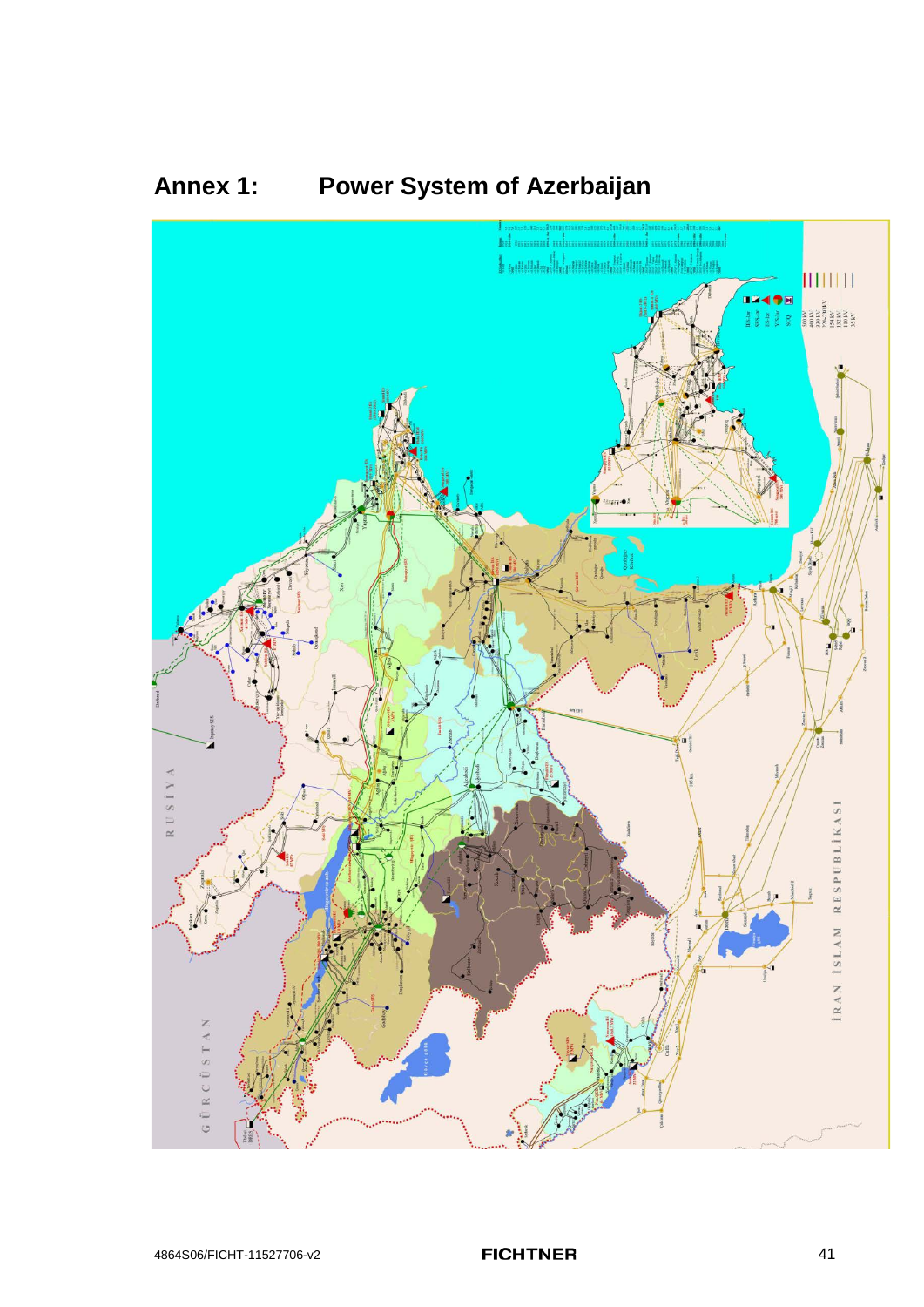# Annex 1: Power System of Azerbaijan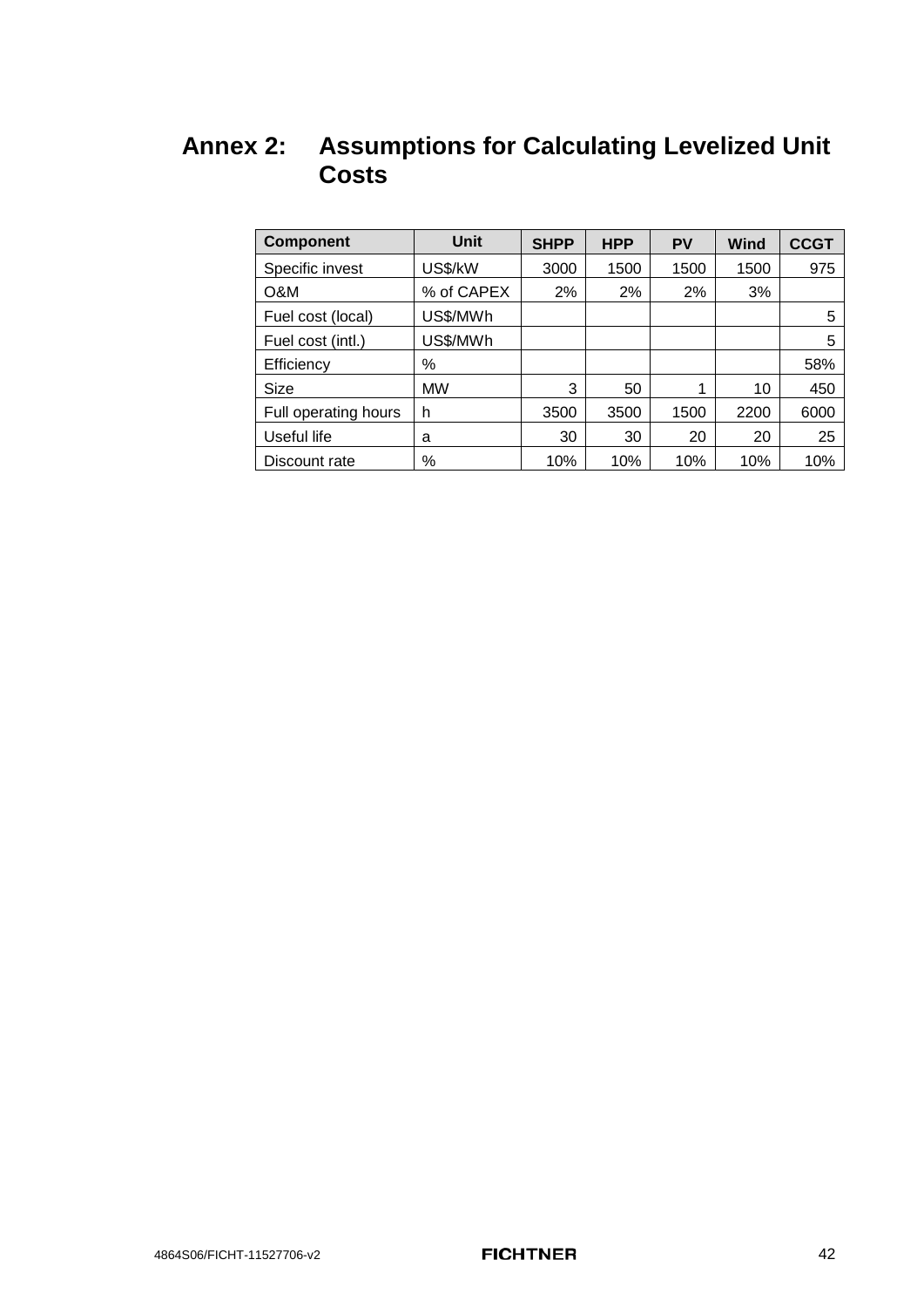# Annex 2: Assumptions for Calculating Levelized Unit Costs

| Component | Unit | SHPP | HPP | PV | Wind | CCGT |
|---|---|---|---|---|---|---|
| Specific invest | US$/kW | 3000 | 1500 | 1500 | 1500 | 975 |
| O&M | % of CAPEX | 2% | 2% | 2% | 3% | |
| Fuel cost (local) | US$/MWh | | | | | 5 |
| Fuel cost (intl.) | US$/MWh | | | | | 5 |
| Efficiency | % | | | | | 58% |
| Size | MW | 3 | 50 | 1 | 10 | 450 |
| Full operating hours | h | 3500 | 3500 | 1500 | 2200 | 6000 |
| Useful life | a | 30 | 30 | 20 | 20 | 25 |
| Discount rate | % | 10% | 10% | 10% | 10% | 10% |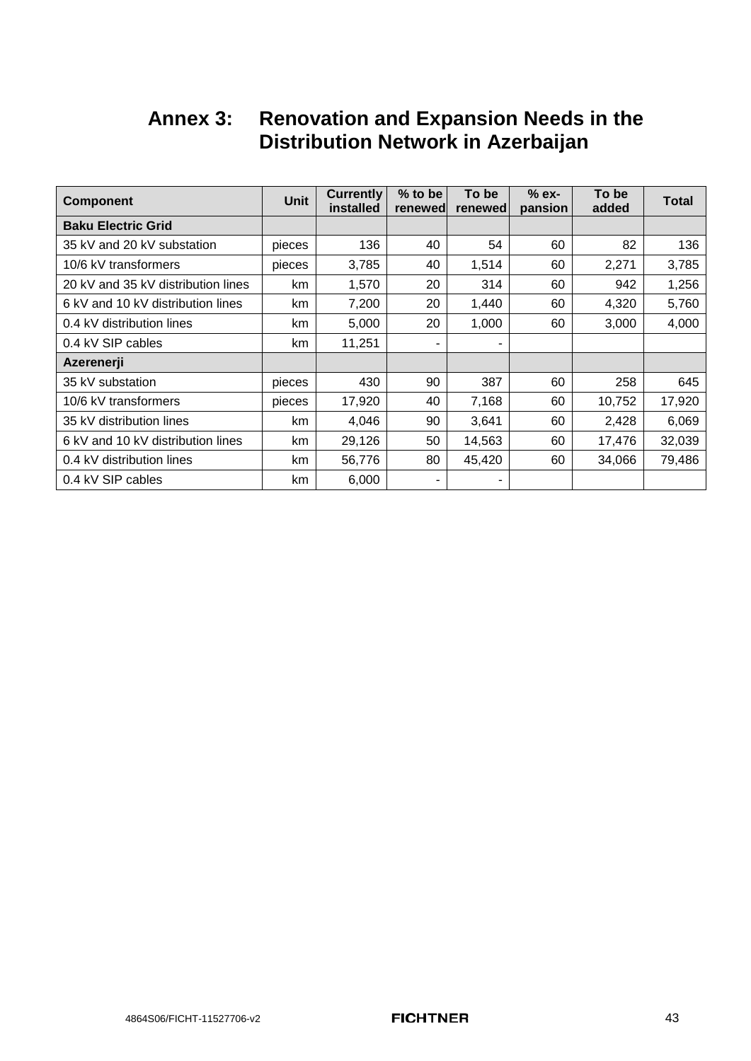# Annex 3: Renovation and Expansion Needs in the Distribution Network in Azerbaijan

| Component | Unit | Currently installed | % to be renewed | To be renewed | % ex-pansion | To be added | Total |
|---|---|---|---|---|---|---|---|
| **Baku Electric Grid** | | | | | | | |
| 35 kV and 20 kV substation | pieces | 136 | 40 | 54 | 60 | 82 | 136 |
| 10/6 kV transformers | pieces | 3,785 | 40 | 1,514 | 60 | 2,271 | 3,785 |
| 20 kV and 35 kV distribution lines | km | 1,570 | 20 | 314 | 60 | 942 | 1,256 |
| 6 kV and 10 kV distribution lines | km | 7,200 | 20 | 1,440 | 60 | 4,320 | 5,760 |
| 0.4 kV distribution lines | km | 5,000 | 20 | 1,000 | 60 | 3,000 | 4,000 |
| 0.4 kV SIP cables | km | 11,251 | - | - | | | |
| **Azerenerji** | | | | | | | |
| 35 kV substation | pieces | 430 | 90 | 387 | 60 | 258 | 645 |
| 10/6 kV transformers | pieces | 17,920 | 40 | 7,168 | 60 | 10,752 | 17,920 |
| 35 kV distribution lines | km | 4,046 | 90 | 3,641 | 60 | 2,428 | 6,069 |
| 6 kV and 10 kV distribution lines | km | 29,126 | 50 | 14,563 | 60 | 17,476 | 32,039 |
| 0.4 kV distribution lines | km | 56,776 | 80 | 45,420 | 60 | 34,066 | 79,486 |
| 0.4 kV SIP cables | km | 6,000 | - | - | | | |